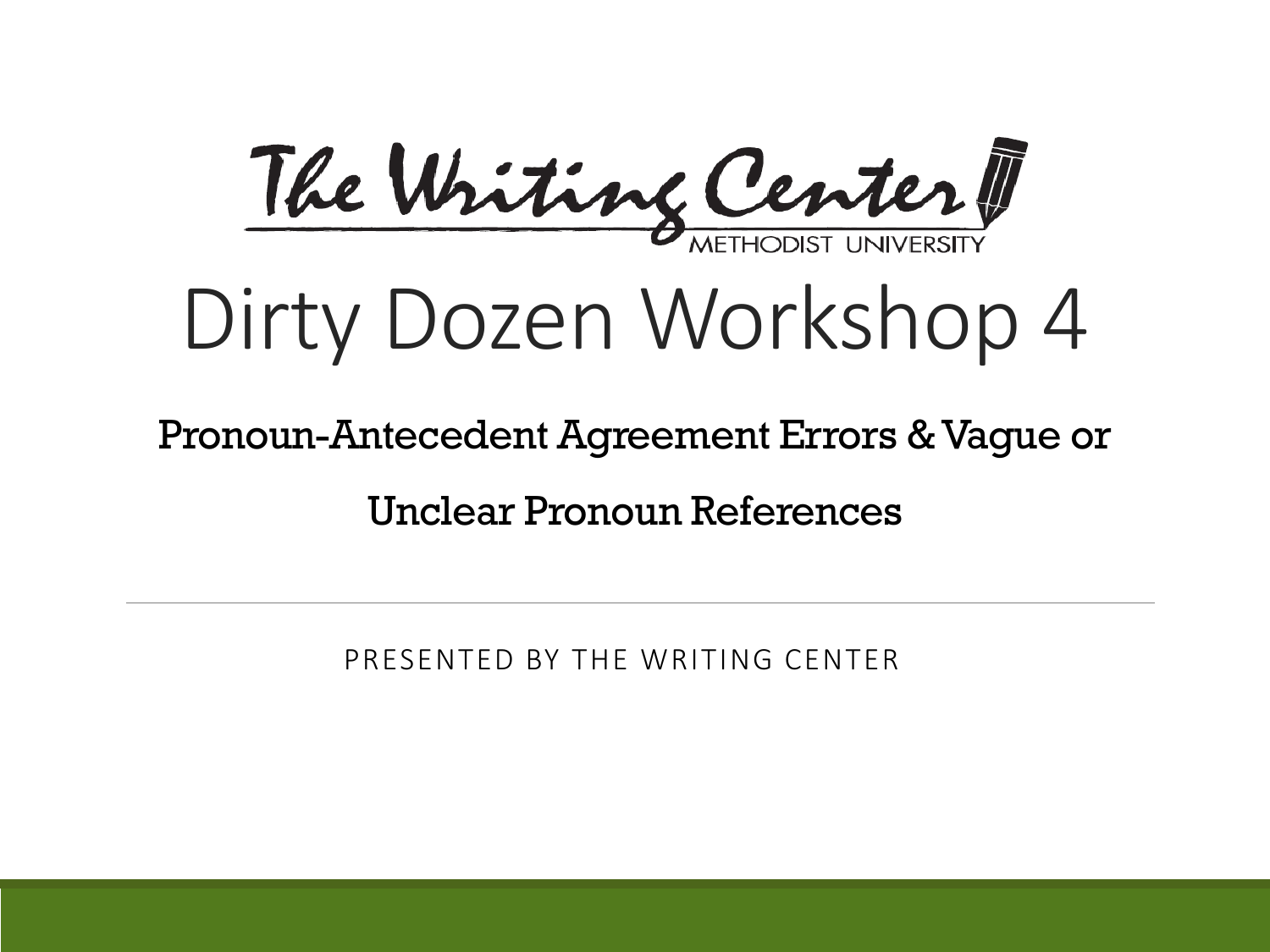The Writing Center

METHODIST UNIVERSITY

# Dirty Dozen Workshop 4

## Pronoun-Antecedent Agreement Errors & Vague or Unclear Pronoun References

PRESENTED BY THE WRITING CENTER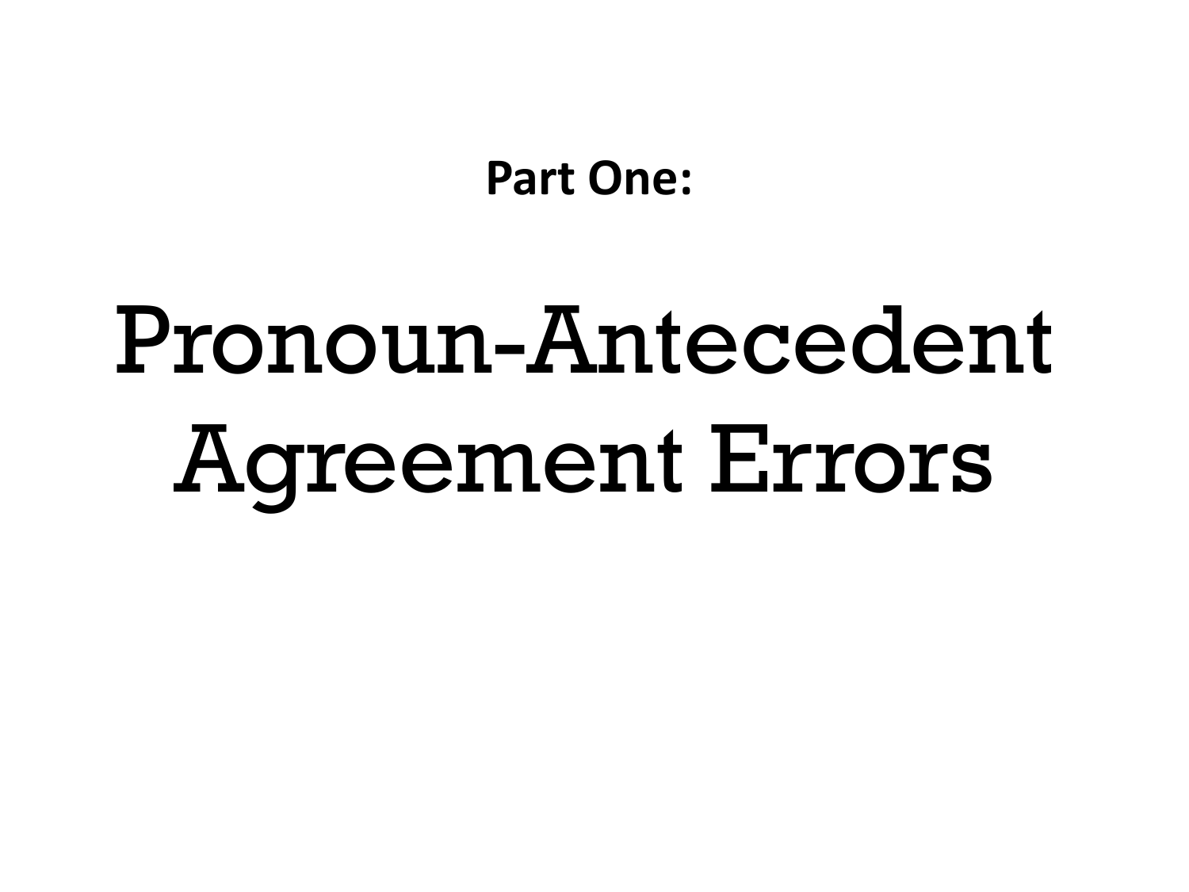**Part One:**

# Pronoun-Antecedent Agreement Errors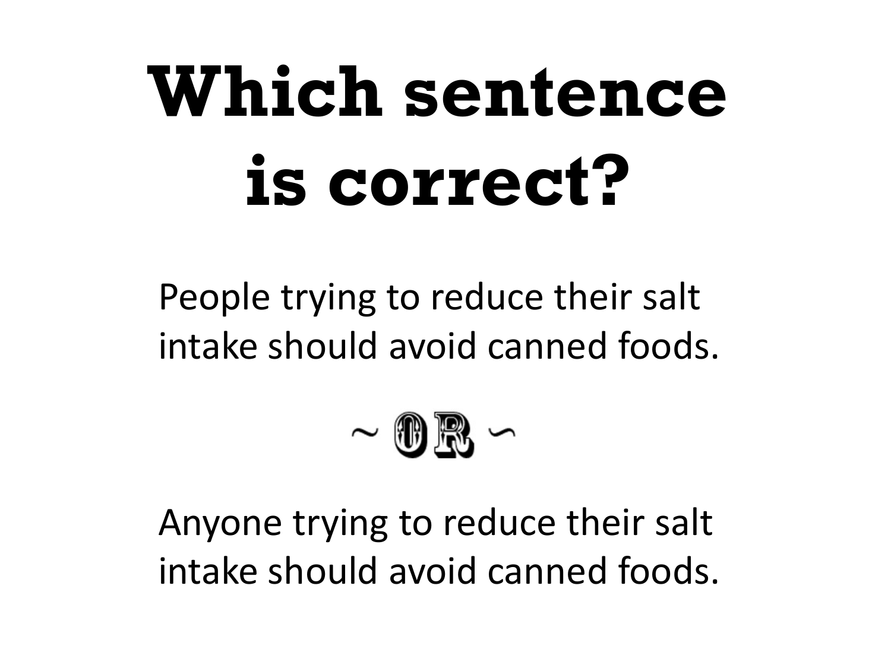# Which sentence is correct?

People trying to reduce their salt intake should avoid canned foods.

~ OR ~

Anyone trying to reduce their salt intake should avoid canned foods.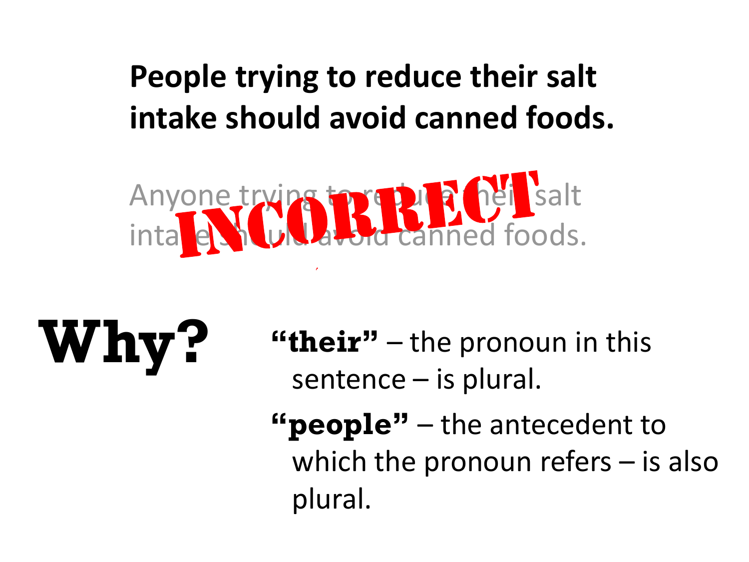**People trying to reduce their salt intake should avoid canned foods.**

Anyone trying to reduce their salt intake should avoid canned foods.

INCORRECT

# Why?

**"their"** – the pronoun in this sentence – is plural.

**"people"** – the antecedent to which the pronoun refers – is also plural.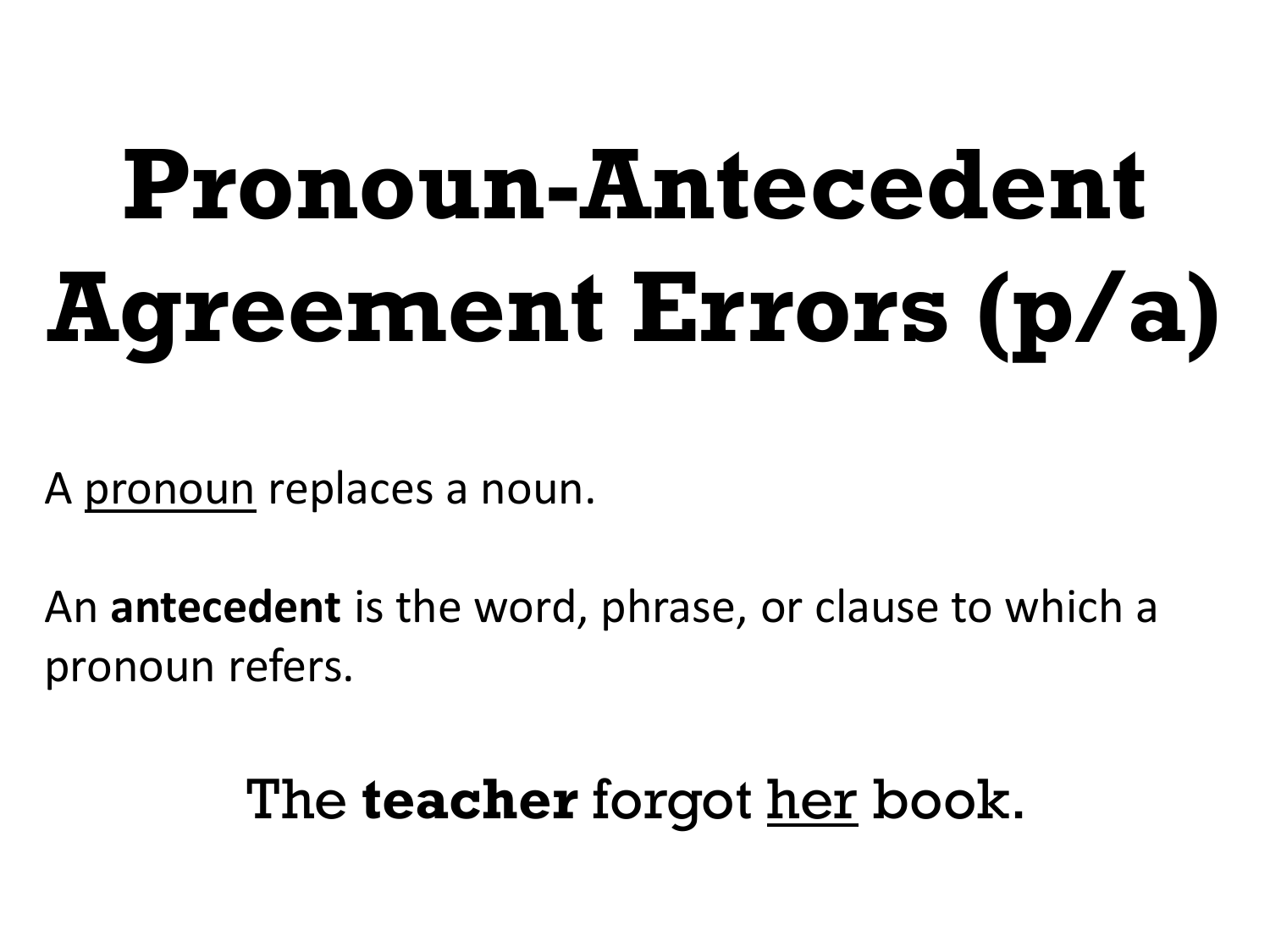# Pronoun-Antecedent Agreement Errors (p/a)

A <u>pronoun</u> replaces a noun.

An **antecedent** is the word, phrase, or clause to which a pronoun refers.

The **teacher** forgot <u>her</u> book.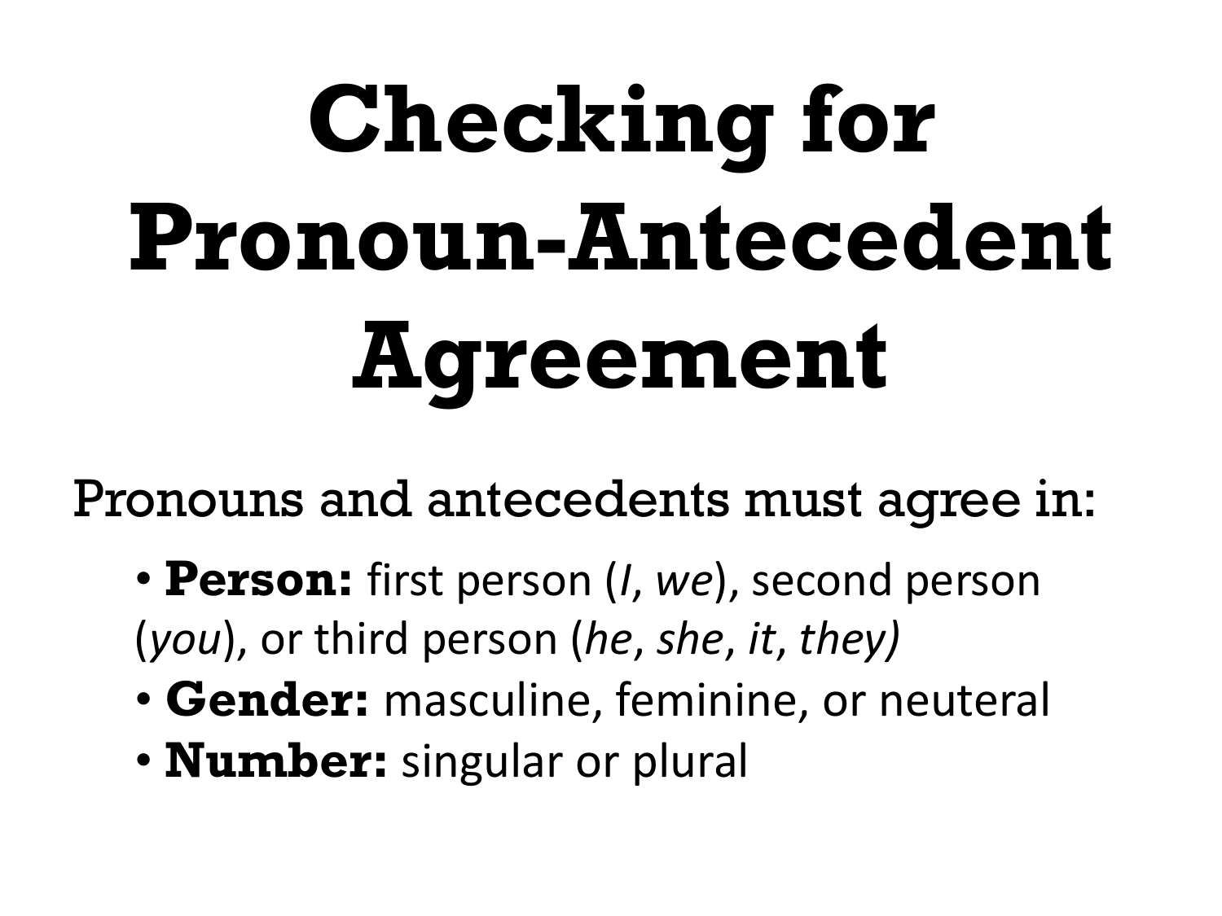# Checking for Pronoun-Antecedent Agreement

Pronouns and antecedents must agree in:

- **Person:** first person (*I*, *we*), second person (*you*), or third person (*he*, *she*, *it*, *they)*
- **Gender:** masculine, feminine, or neuteral
- **Number:** singular or plural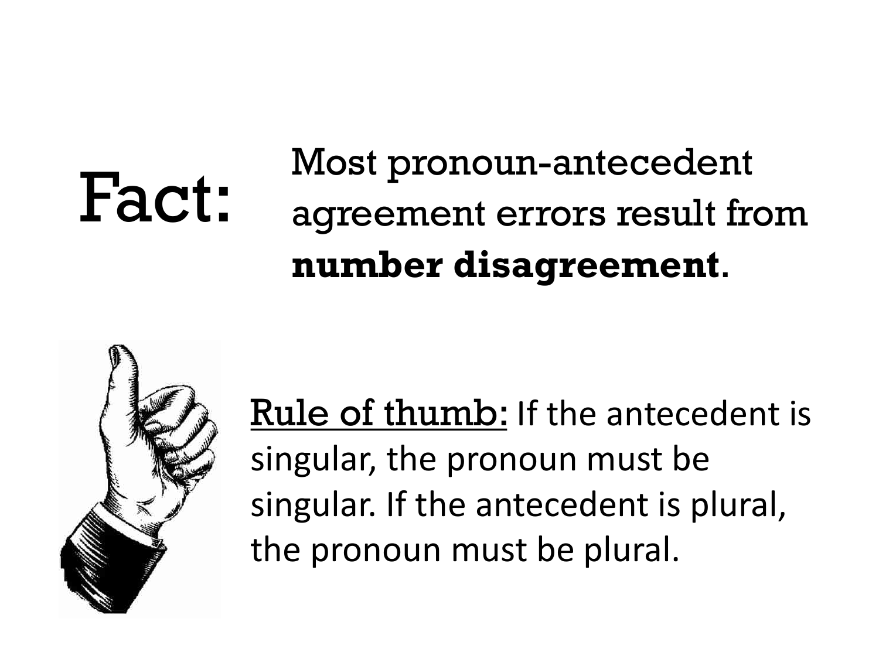**Fact:** Most pronoun-antecedent agreement errors result from **number disagreement**.

<u>Rule of thumb:</u> If the antecedent is singular, the pronoun must be singular. If the antecedent is plural, the pronoun must be plural.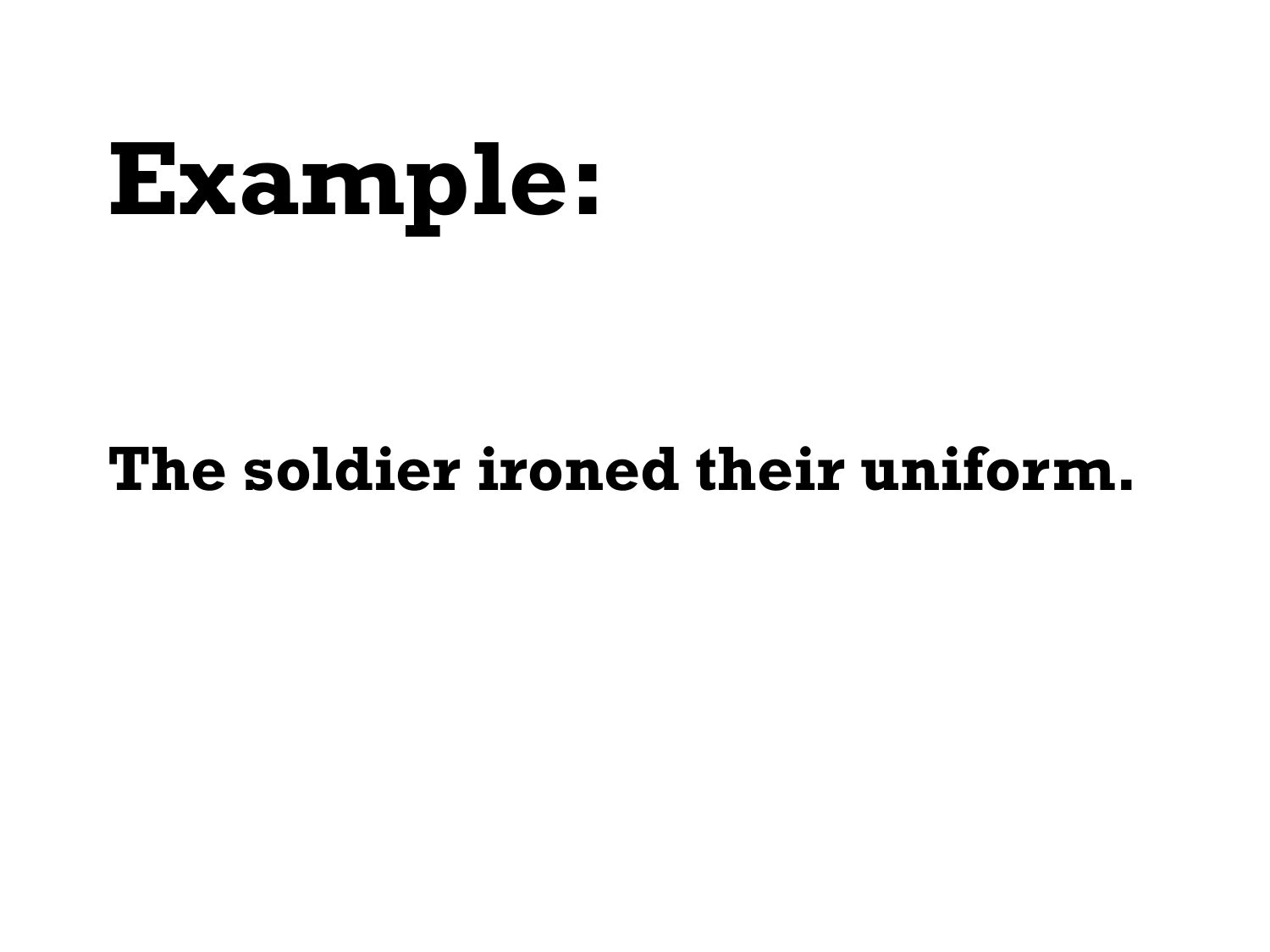# Example:

**The soldier ironed their uniform.**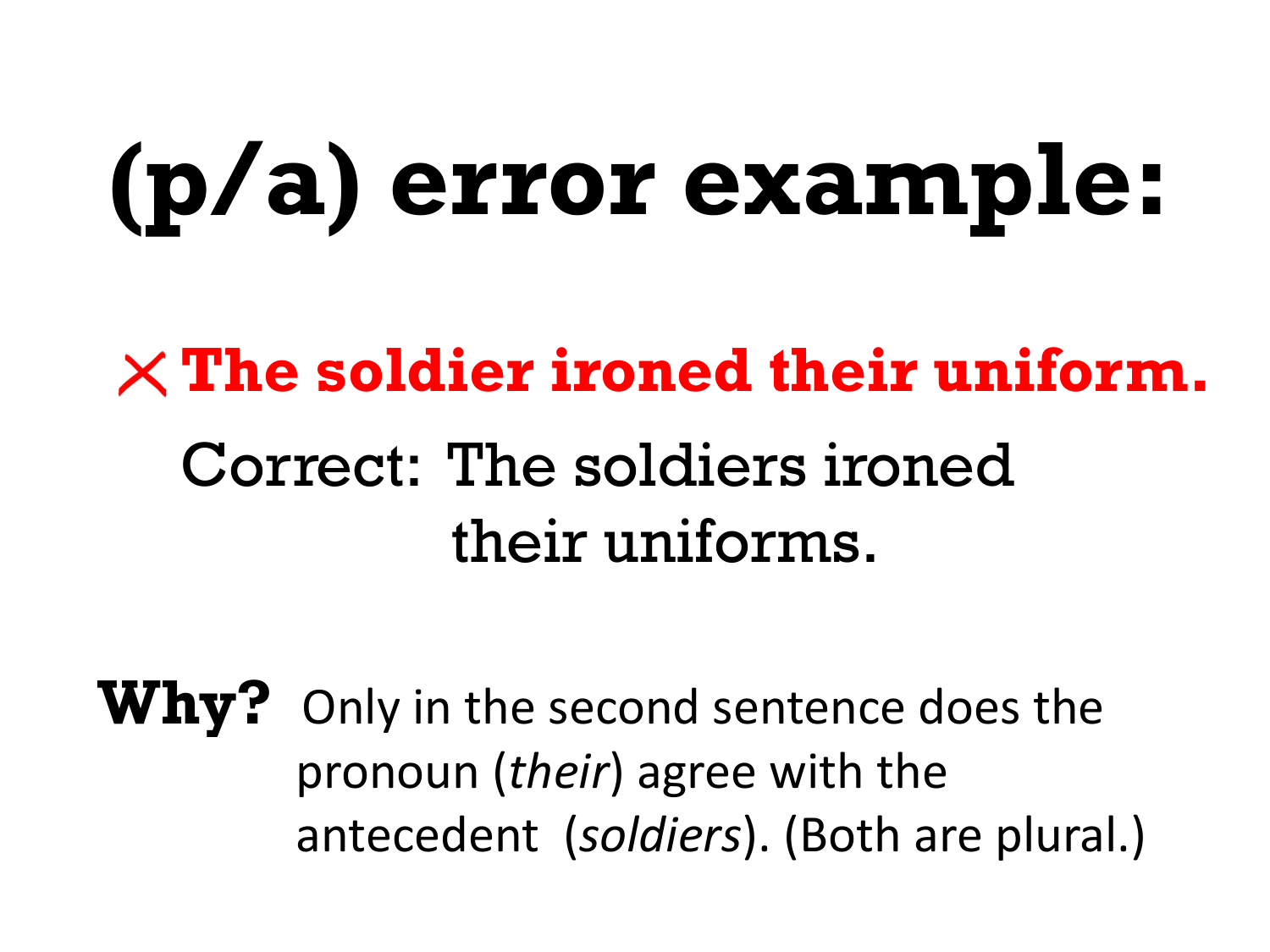# (p/a) error example:

✕ **The soldier ironed their uniform.**

Correct: The soldiers ironed their uniforms.

**Why?** Only in the second sentence does the pronoun (*their*) agree with the antecedent (*soldiers*). (Both are plural.)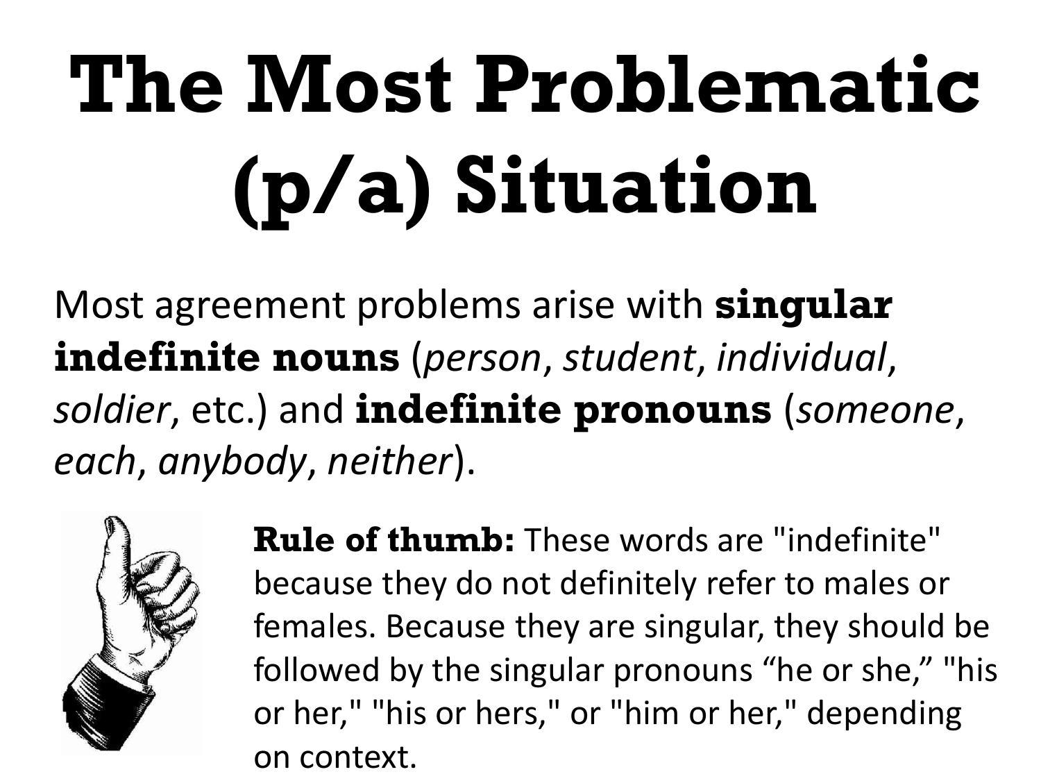# The Most Problematic (p/a) Situation

Most agreement problems arise with **singular indefinite nouns** (*person*, *student*, *individual*, *soldier*, etc.) and **indefinite pronouns** (*someone*, *each*, *anybody*, *neither*).

**Rule of thumb:** These words are "indefinite" because they do not definitely refer to males or females. Because they are singular, they should be followed by the singular pronouns "he or she," "his or her," "his or hers," or "him or her," depending on context.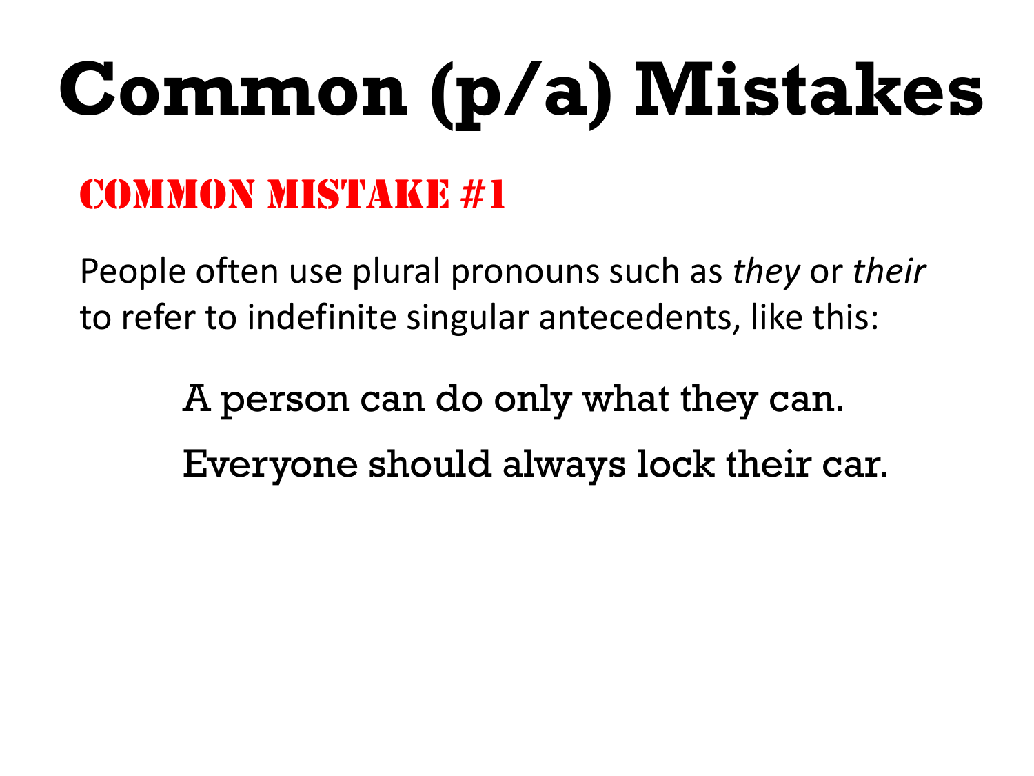# Common (p/a) Mistakes

## Common Mistake #1

People often use plural pronouns such as *they* or *their* to refer to indefinite singular antecedents, like this:

A person can do only what they can.

Everyone should always lock their car.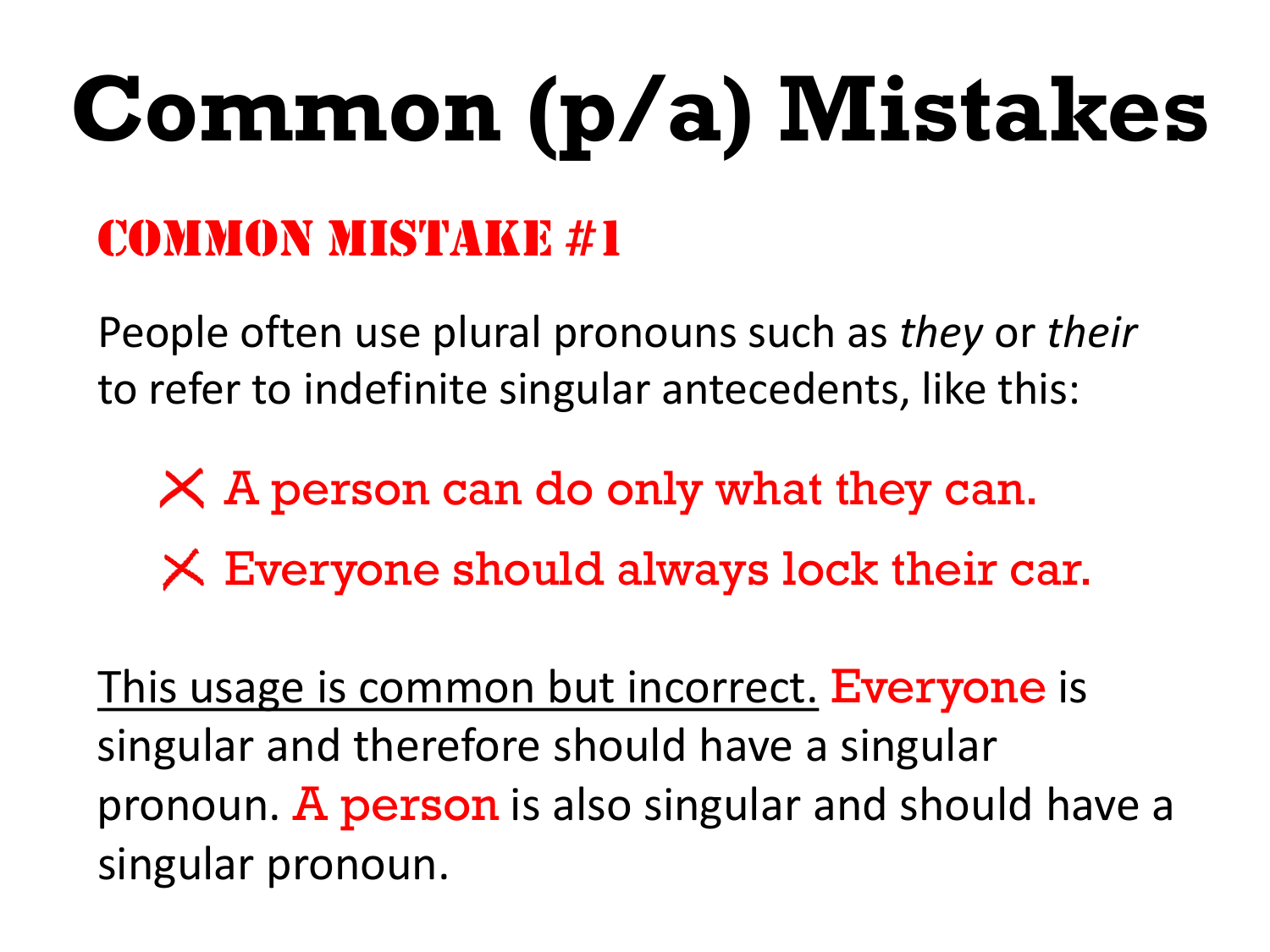# Common (p/a) Mistakes

## Common Mistake #1

People often use plural pronouns such as *they* or *their* to refer to indefinite singular antecedents, like this:

- ✕ A person can do only what they can.
- ✕ Everyone should always lock their car.

<u>This usage is common but incorrect.</u> Everyone is singular and therefore should have a singular pronoun. A person is also singular and should have a singular pronoun.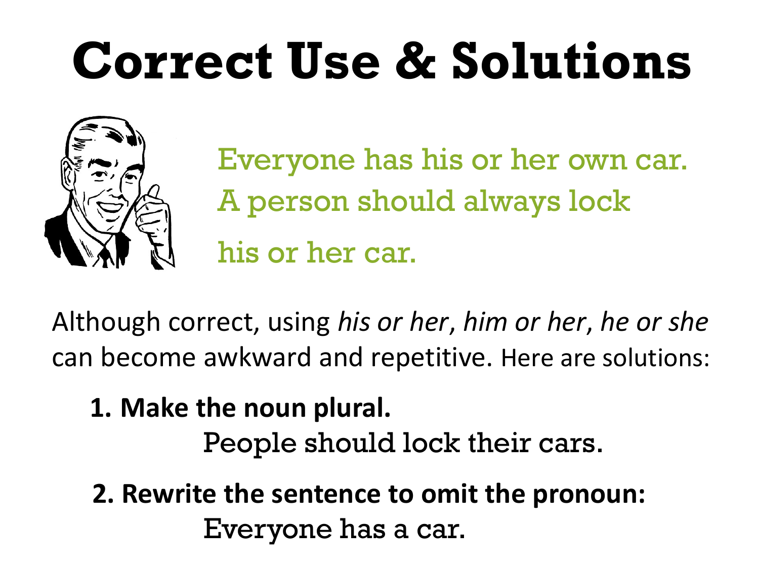# Correct Use & Solutions

Everyone has his or her own car.
A person should always lock
his or her car.

Although correct, using *his or her*, *him or her*, *he or she* can become awkward and repetitive. Here are solutions:

**1. Make the noun plural.**

People should lock their cars.

**2. Rewrite the sentence to omit the pronoun:**

Everyone has a car.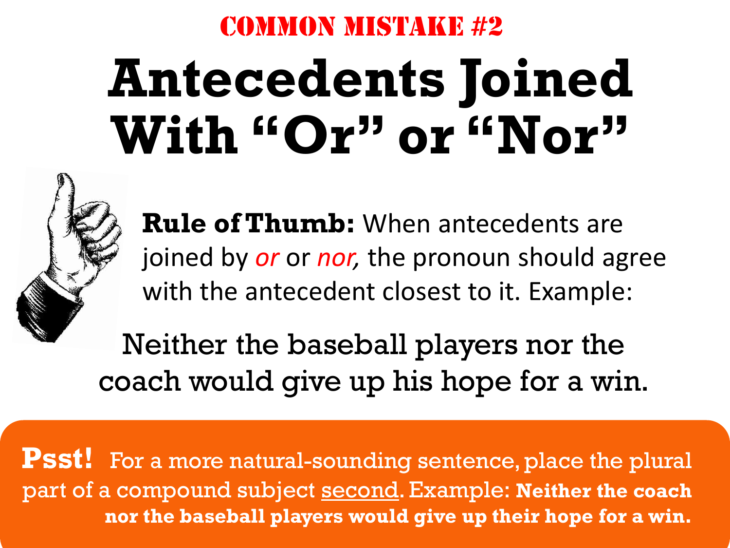COMMON MISTAKE #2

# Antecedents Joined With "Or" or "Nor"

**Rule of Thumb:** When antecedents are joined by *or* or *nor,* the pronoun should agree with the antecedent closest to it. Example:

Neither the baseball players nor the coach would give up his hope for a win.

**Psst!** For a more natural-sounding sentence, place the plural part of a compound subject <u>second</u>. Example: **Neither the coach nor the baseball players would give up their hope for a win.**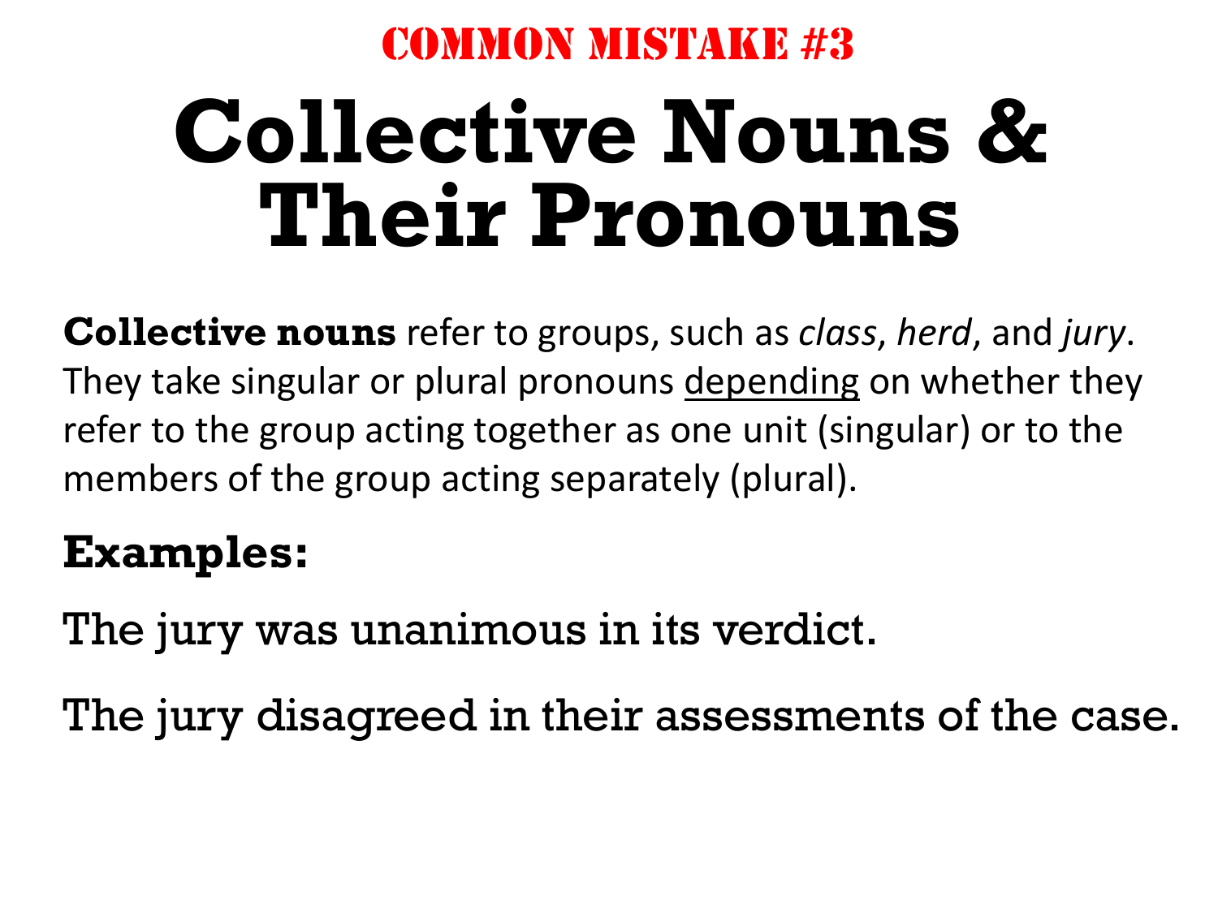## COMMON MISTAKE #3

# Collective Nouns & Their Pronouns

**Collective nouns** refer to groups, such as *class*, *herd*, and *jury*. They take singular or plural pronouns <u>depending</u> on whether they refer to the group acting together as one unit (singular) or to the members of the group acting separately (plural).

**Examples:**

The jury was unanimous in its verdict.

The jury disagreed in their assessments of the case.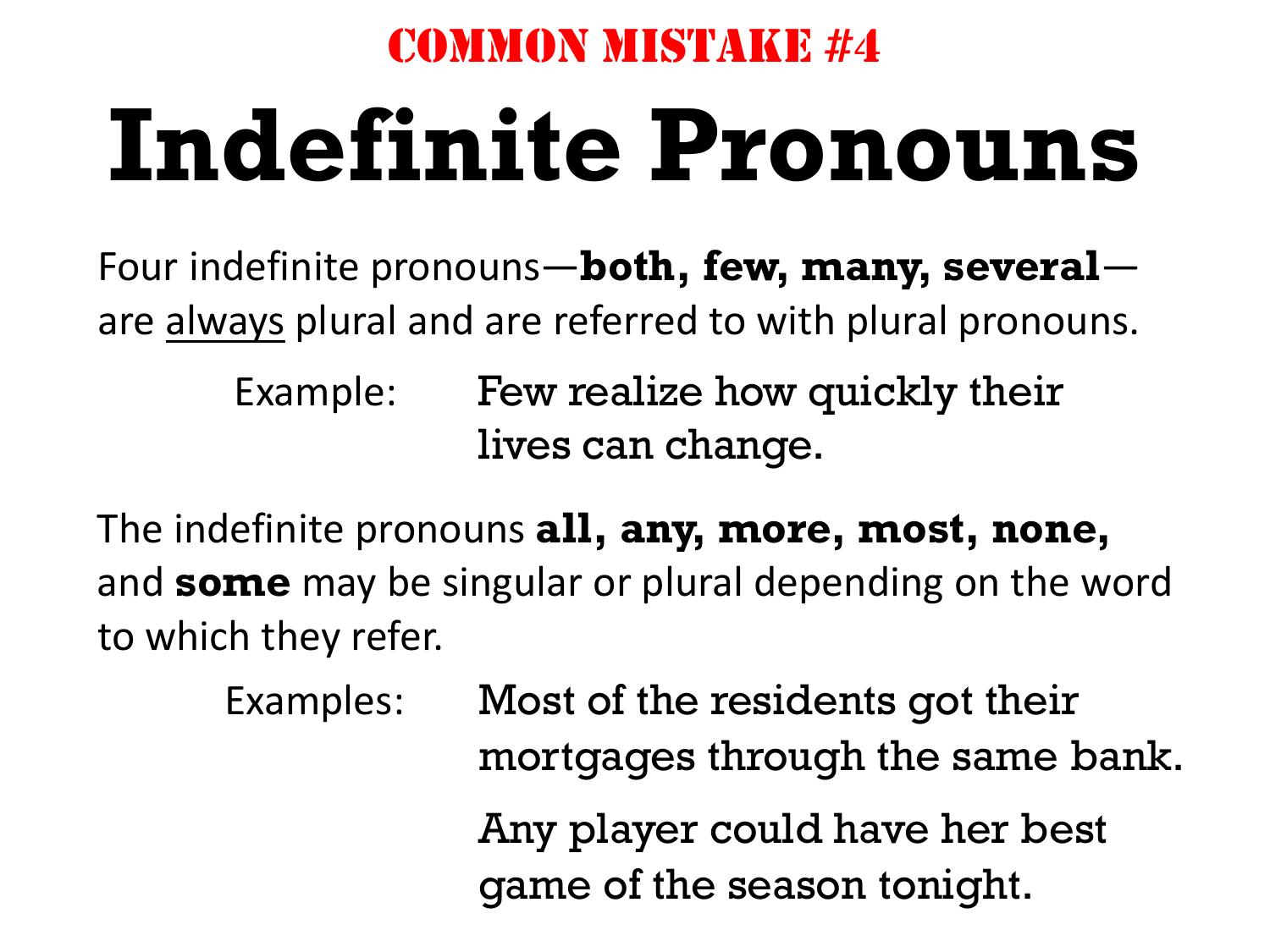## COMMON MISTAKE #4

# Indefinite Pronouns

Four indefinite pronouns—**both, few, many, several**—are <u>always</u> plural and are referred to with plural pronouns.

Example: Few realize how quickly their lives can change.

The indefinite pronouns **all, any, more, most, none,** and **some** may be singular or plural depending on the word to which they refer.

Examples: Most of the residents got their mortgages through the same bank.

Any player could have her best game of the season tonight.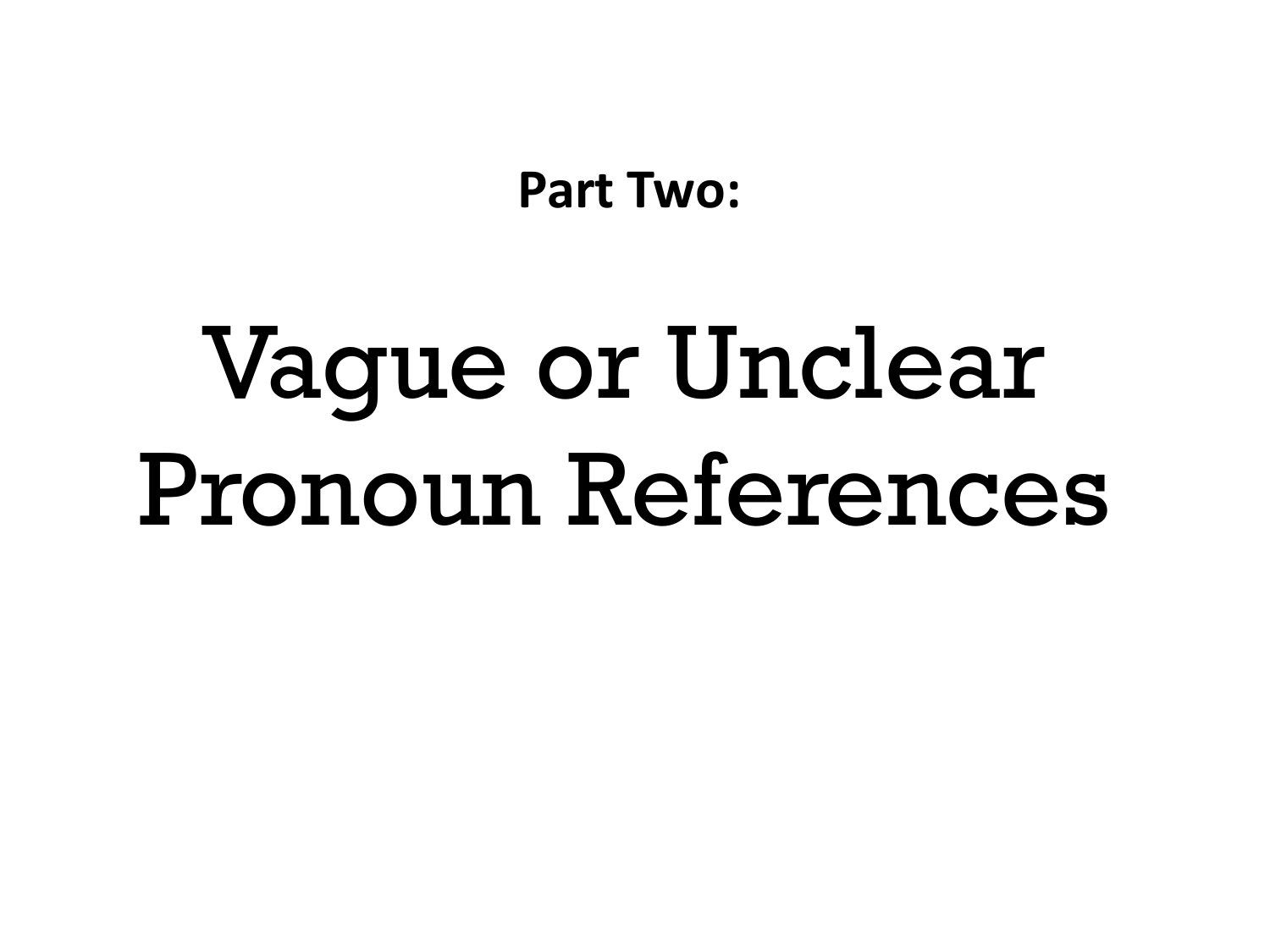**Part Two:**

# Vague or Unclear Pronoun References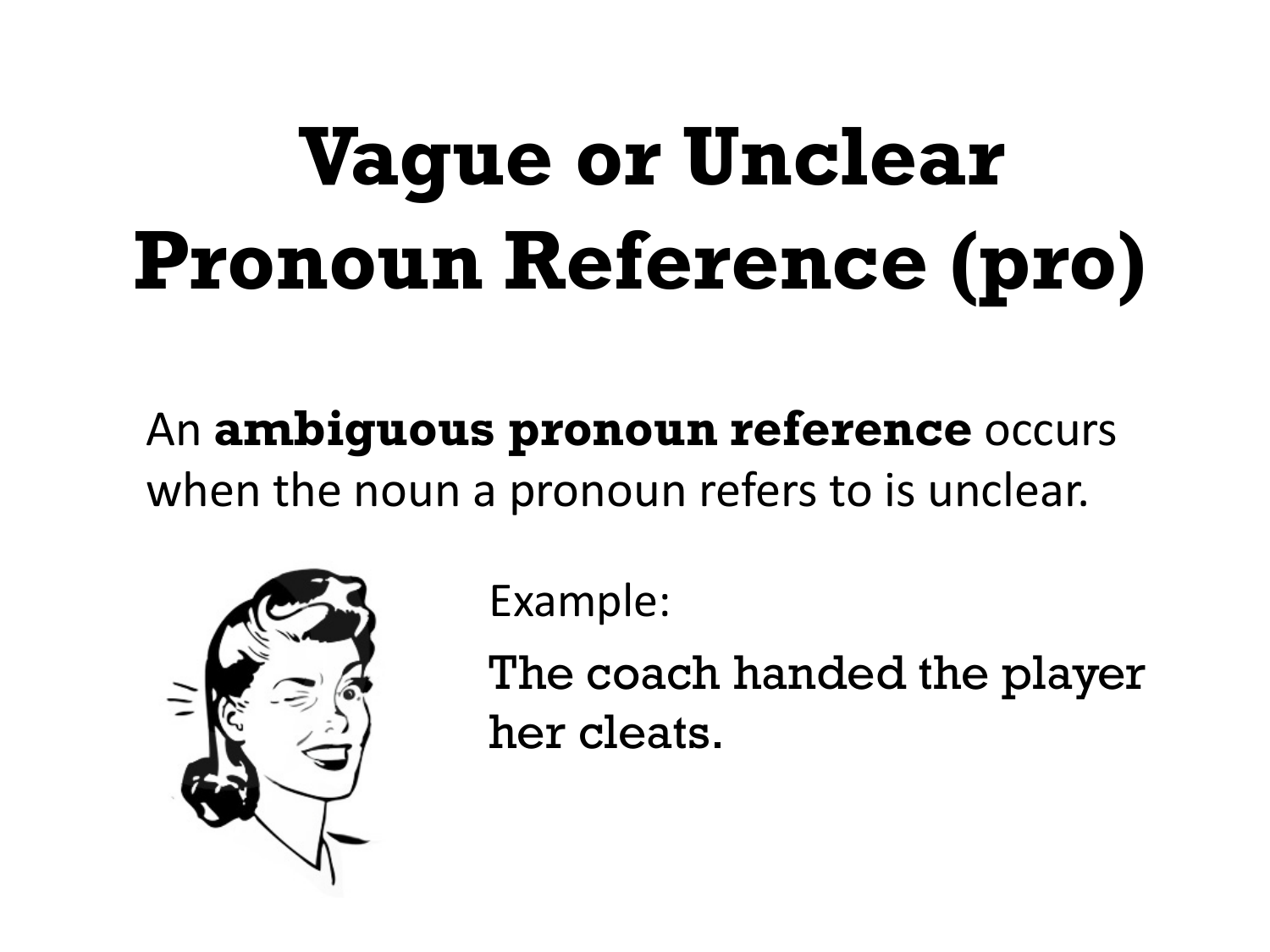# Vague or Unclear Pronoun Reference (pro)

An **ambiguous pronoun reference** occurs when the noun a pronoun refers to is unclear.

Example:

The coach handed the player her cleats.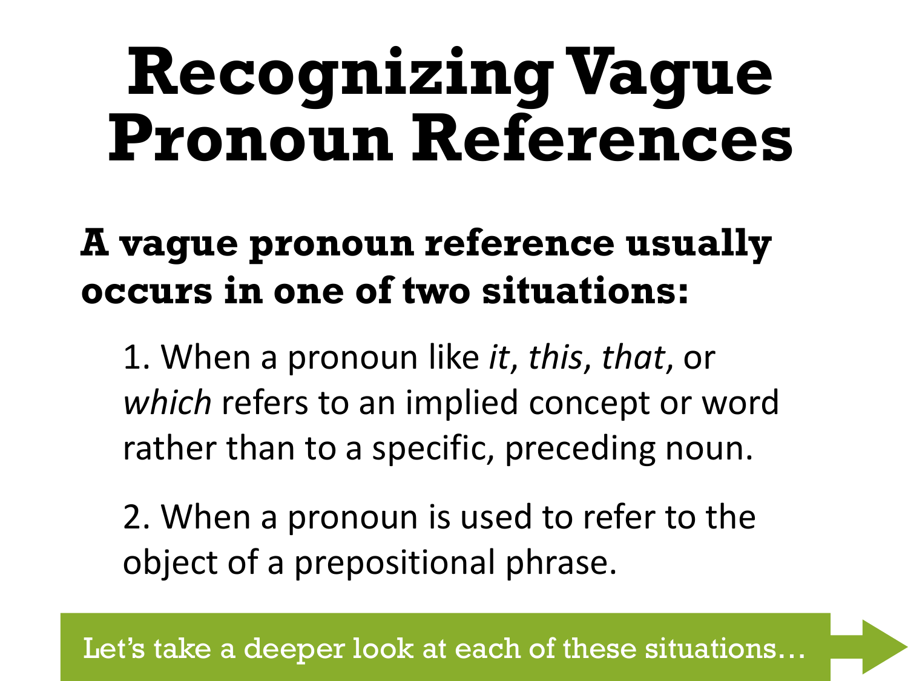# Recognizing Vague Pronoun References

**A vague pronoun reference usually occurs in one of two situations:**

1. When a pronoun like *it*, *this*, *that*, or *which* refers to an implied concept or word rather than to a specific, preceding noun.

2. When a pronoun is used to refer to the object of a prepositional phrase.

Let's take a deeper look at each of these situations…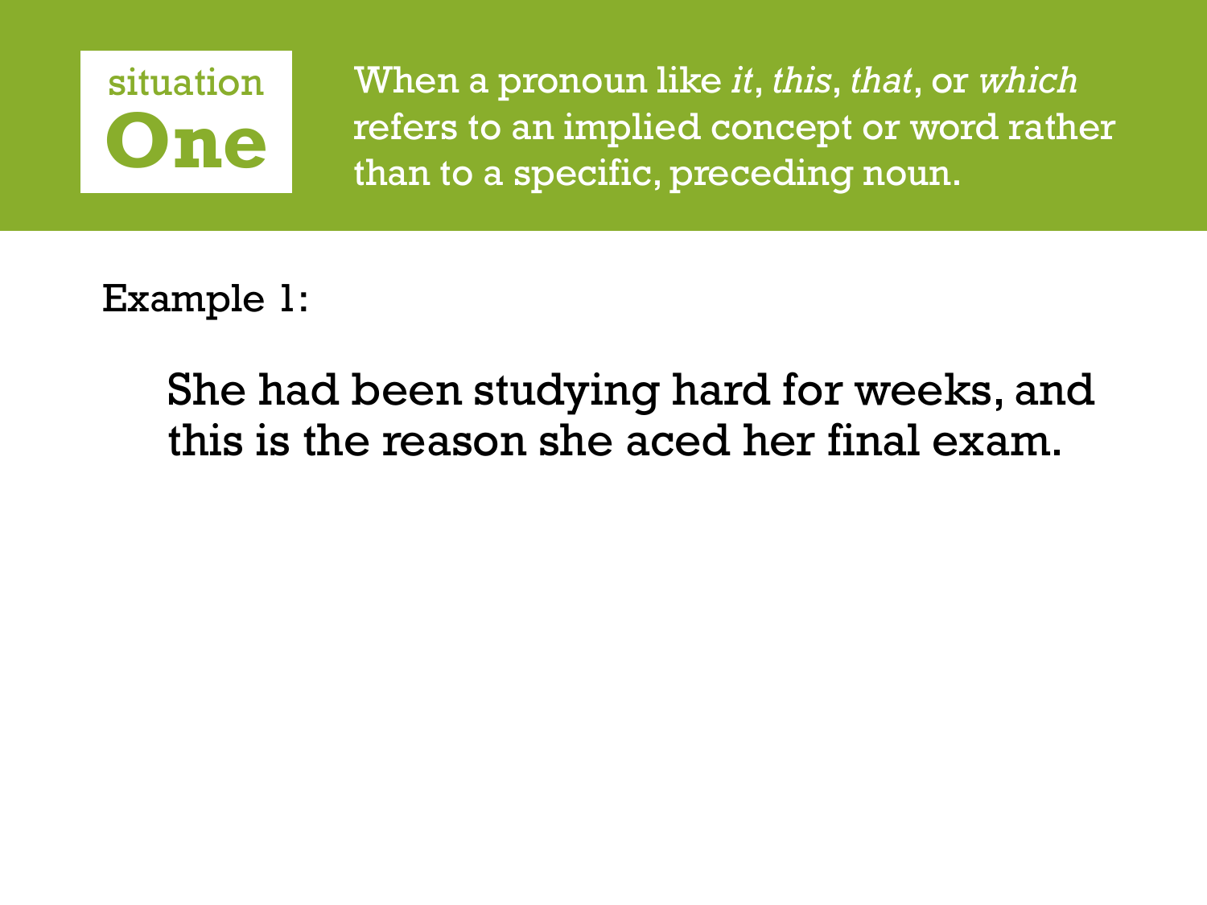## situation One

When a pronoun like *it*, *this*, *that*, or *which* refers to an implied concept or word rather than to a specific, preceding noun.

Example 1:

> She had been studying hard for weeks, and this is the reason she aced her final exam.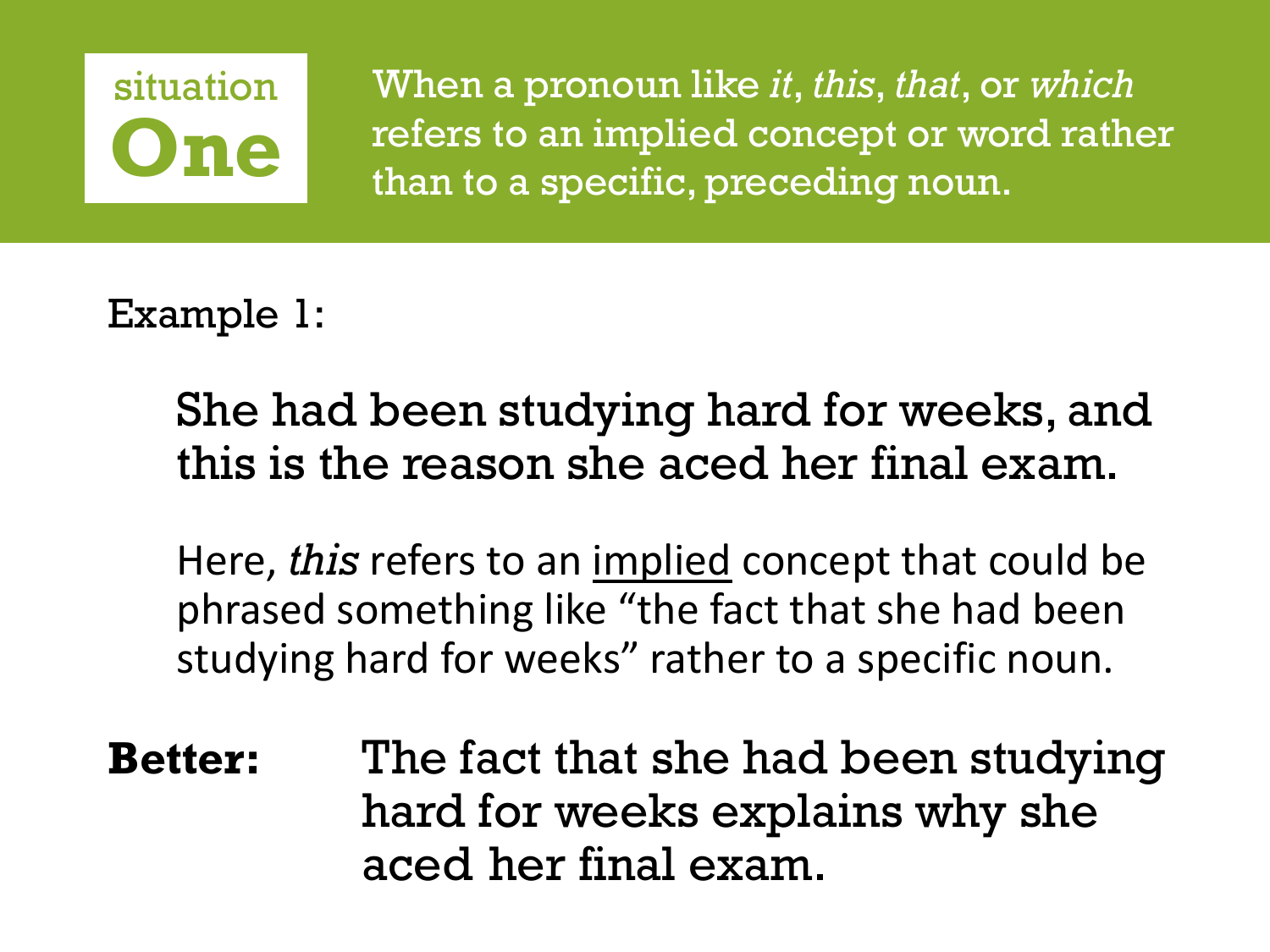## situation One

When a pronoun like *it*, *this*, *that*, or *which* refers to an implied concept or word rather than to a specific, preceding noun.

Example 1:

She had been studying hard for weeks, and this is the reason she aced her final exam.

Here, *this* refers to an implied concept that could be phrased something like "the fact that she had been studying hard for weeks" rather to a specific noun.

**Better:** The fact that she had been studying hard for weeks explains why she aced her final exam.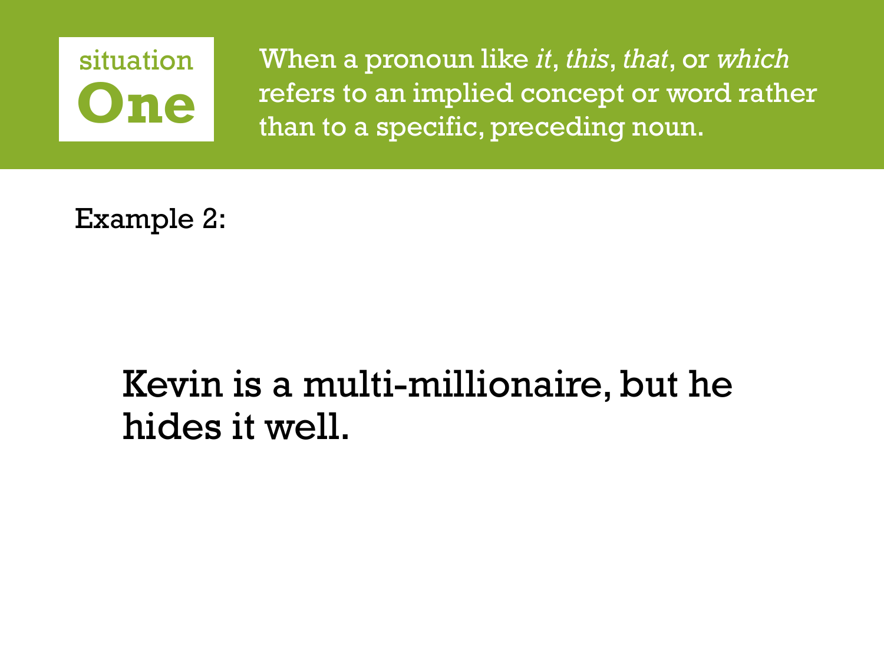## situation One

When a pronoun like *it*, *this*, *that*, or *which* refers to an implied concept or word rather than to a specific, preceding noun.

Example 2:

Kevin is a multi-millionaire, but he hides it well.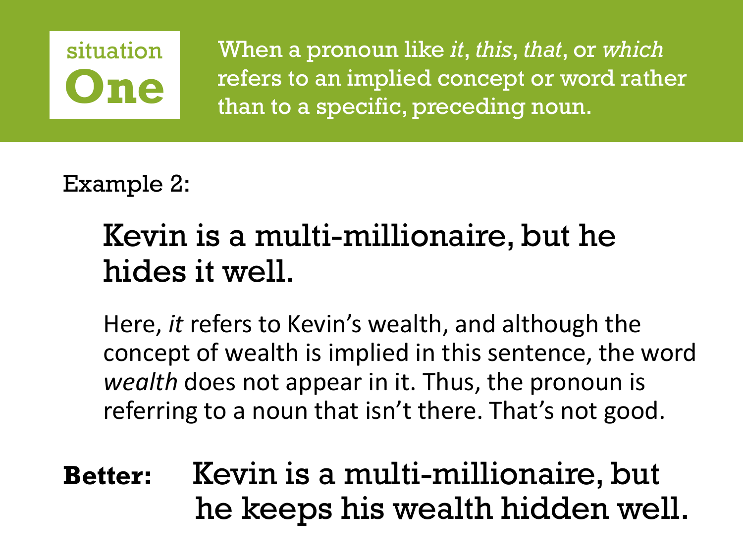## situation One

When a pronoun like *it*, *this*, *that*, or *which* refers to an implied concept or word rather than to a specific, preceding noun.

Example 2:

Kevin is a multi-millionaire, but he hides it well.

Here, *it* refers to Kevin's wealth, and although the concept of wealth is implied in this sentence, the word *wealth* does not appear in it. Thus, the pronoun is referring to a noun that isn't there. That's not good.

**Better:** Kevin is a multi-millionaire, but he keeps his wealth hidden well.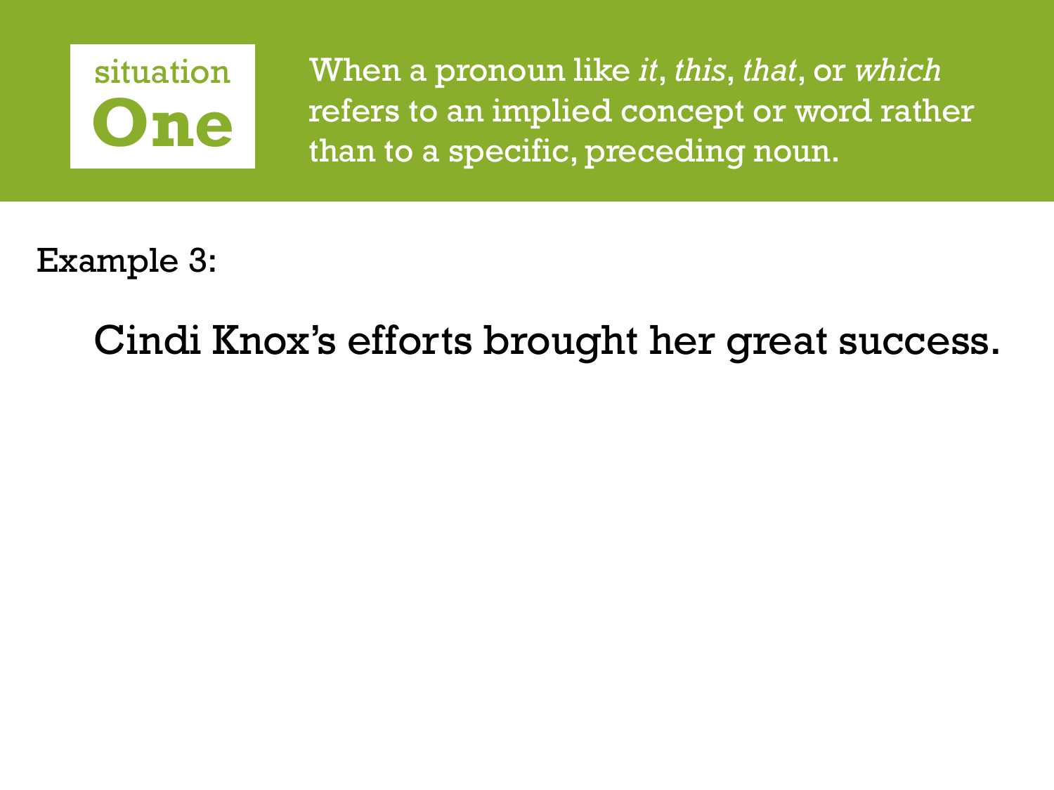## situation One

When a pronoun like *it*, *this*, *that*, or *which* refers to an implied concept or word rather than to a specific, preceding noun.

Example 3:

Cindi Knox's efforts brought her great success.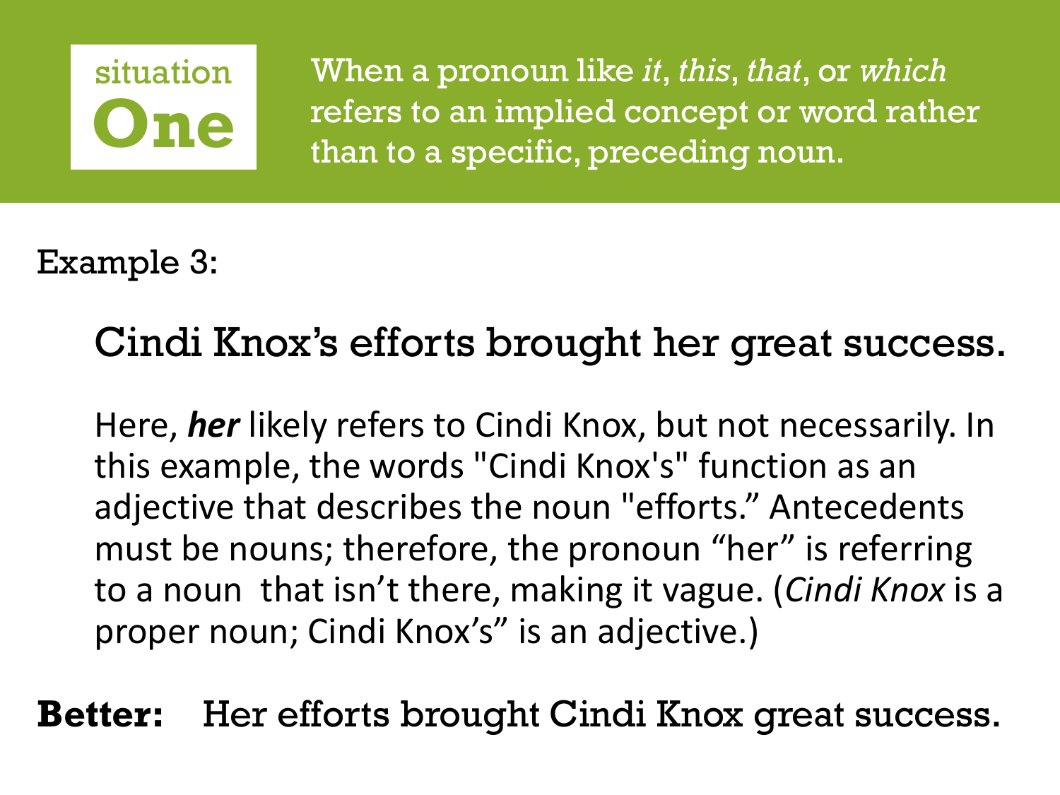**situation One**

When a pronoun like *it*, *this*, *that*, or *which* refers to an implied concept or word rather than to a specific, preceding noun.

Example 3:

Cindi Knox's efforts brought her great success.

Here, ***her*** likely refers to Cindi Knox, but not necessarily. In this example, the words "Cindi Knox's" function as an adjective that describes the noun "efforts." Antecedents must be nouns; therefore, the pronoun "her" is referring to a noun that isn't there, making it vague. (*Cindi Knox* is a proper noun; Cindi Knox's" is an adjective.)

**Better:** Her efforts brought Cindi Knox great success.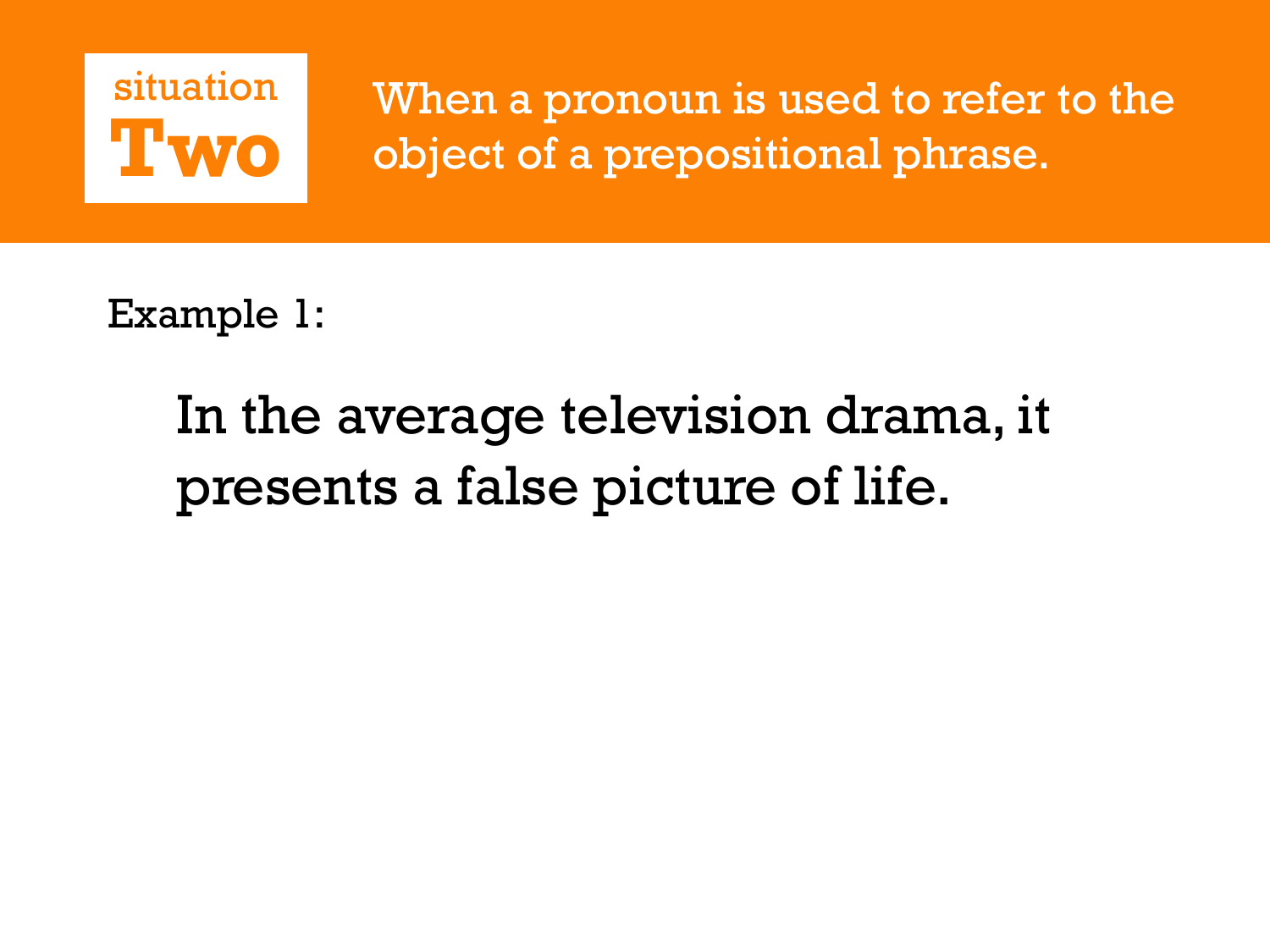## situation Two

When a pronoun is used to refer to the object of a prepositional phrase.

Example 1:

In the average television drama, it presents a false picture of life.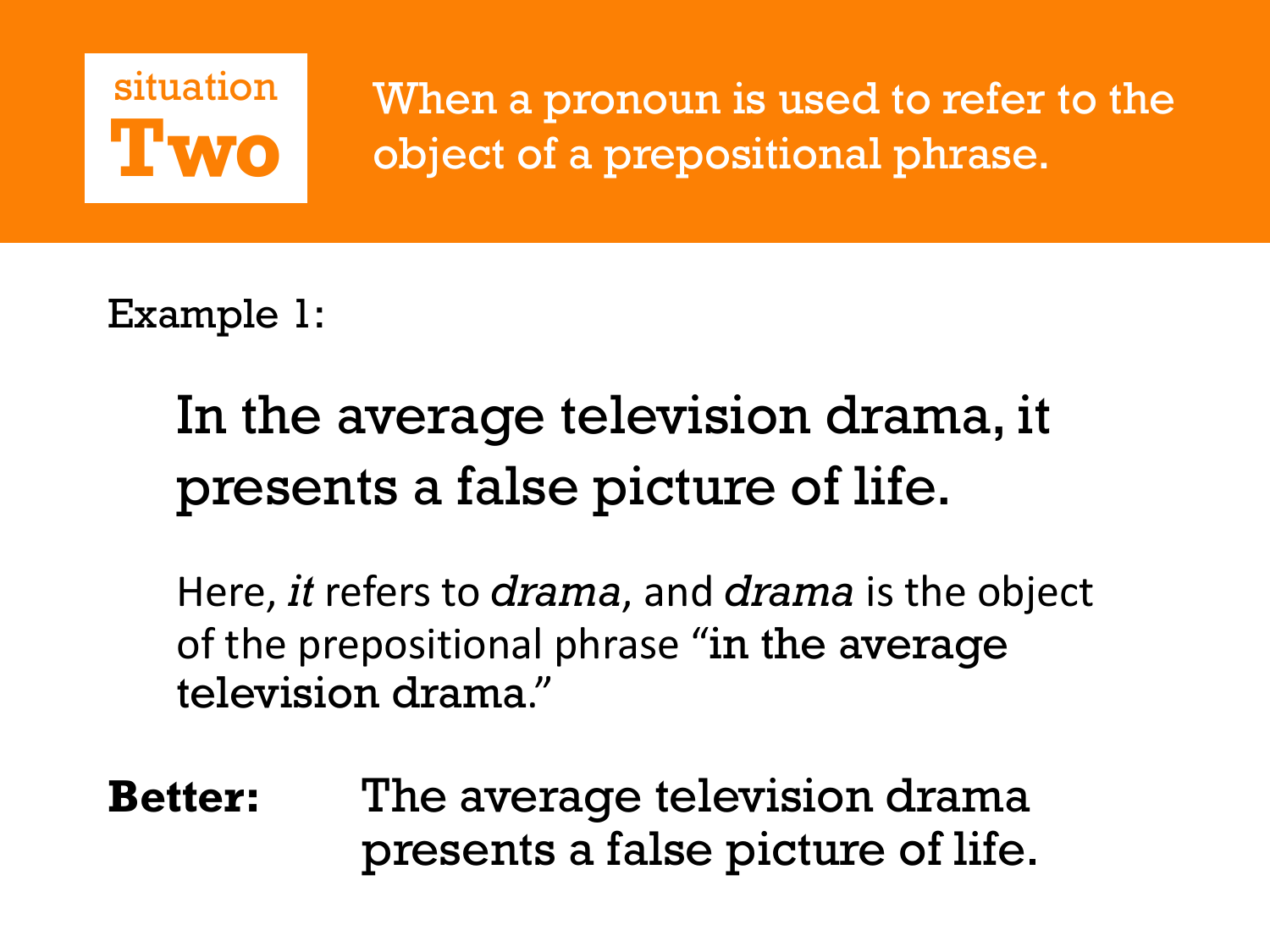## situation Two

When a pronoun is used to refer to the object of a prepositional phrase.

Example 1:

> In the average television drama, it presents a false picture of life.

Here, *it* refers to *drama*, and *drama* is the object of the prepositional phrase "in the average television drama."

**Better:** The average television drama presents a false picture of life.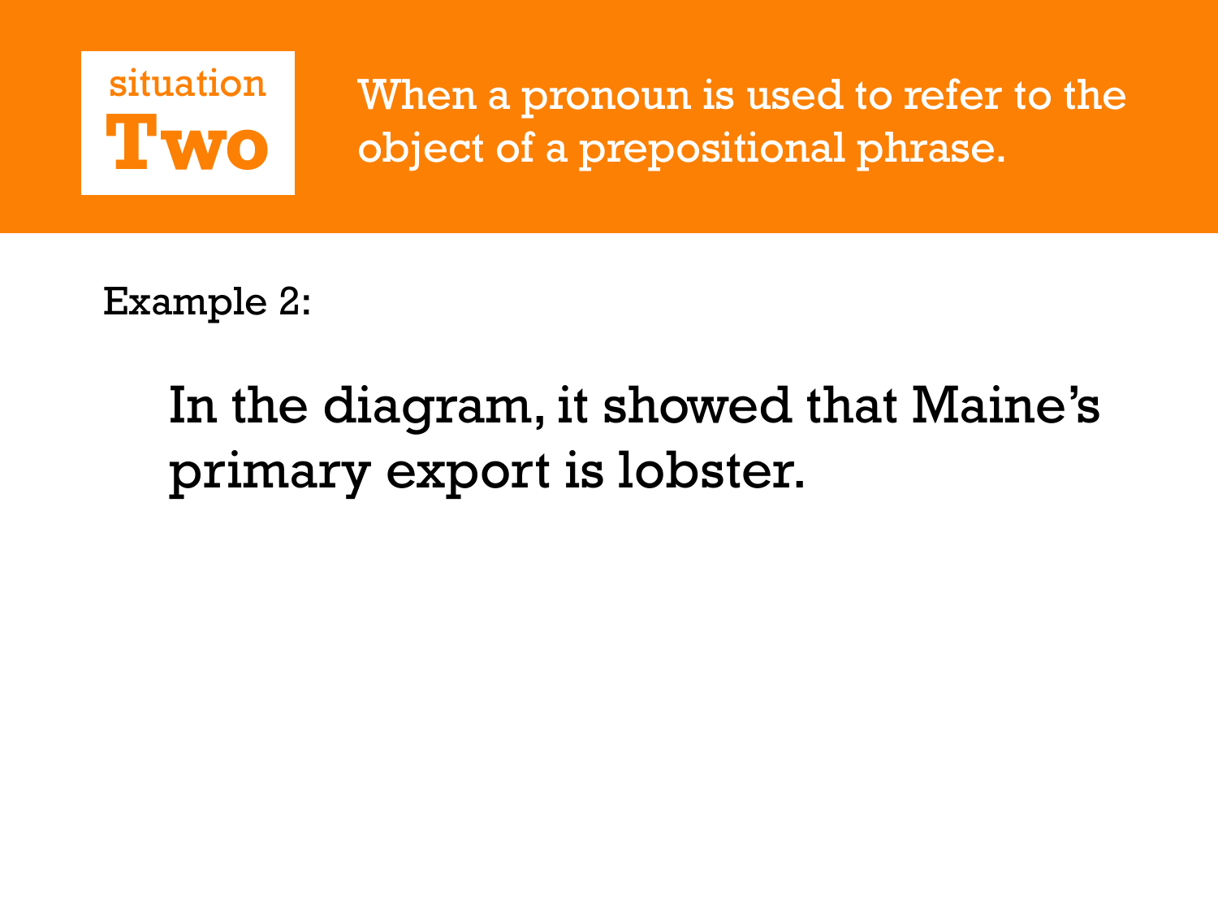## situation Two

When a pronoun is used to refer to the object of a prepositional phrase.

Example 2:

In the diagram, it showed that Maine's primary export is lobster.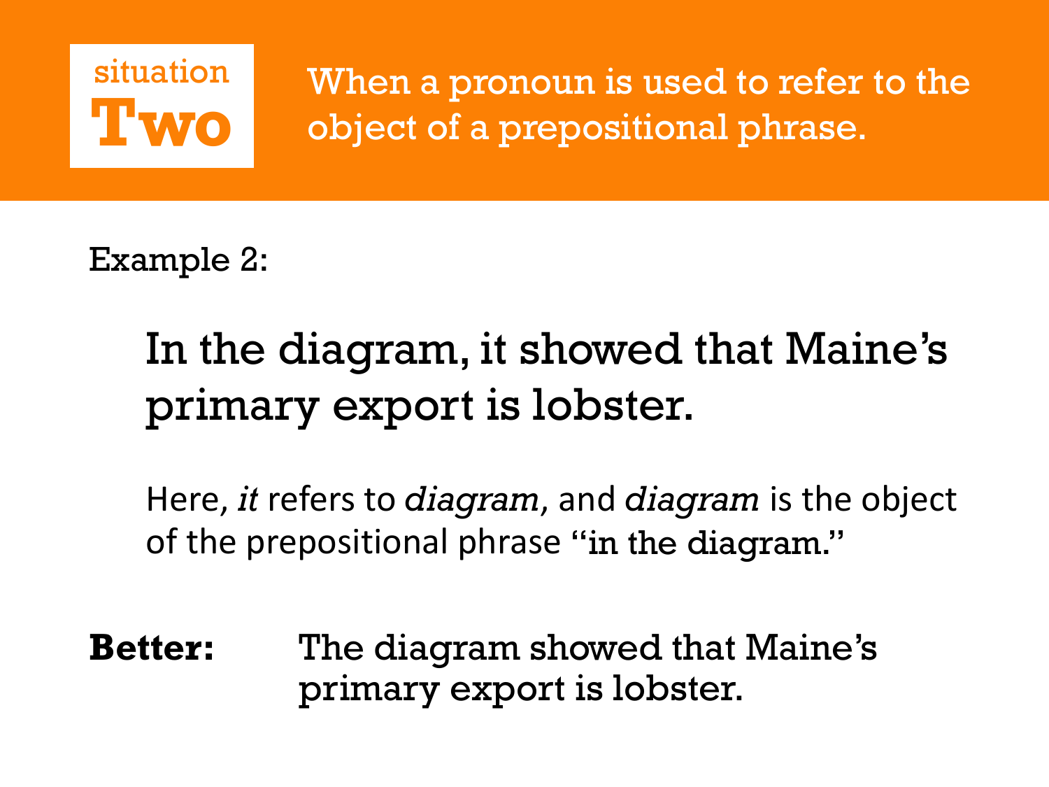## situation Two

When a pronoun is used to refer to the object of a prepositional phrase.

Example 2:

In the diagram, it showed that Maine's primary export is lobster.

Here, *it* refers to *diagram*, and *diagram* is the object of the prepositional phrase "in the diagram."

**Better:** The diagram showed that Maine's primary export is lobster.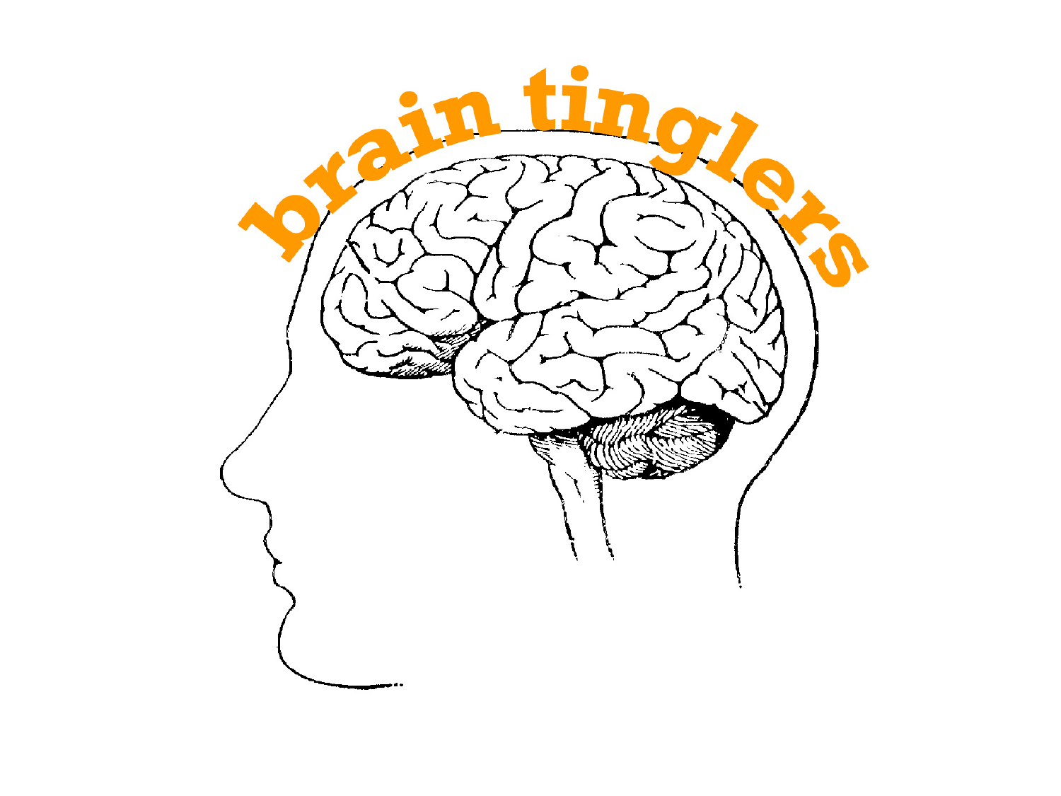brain tinglers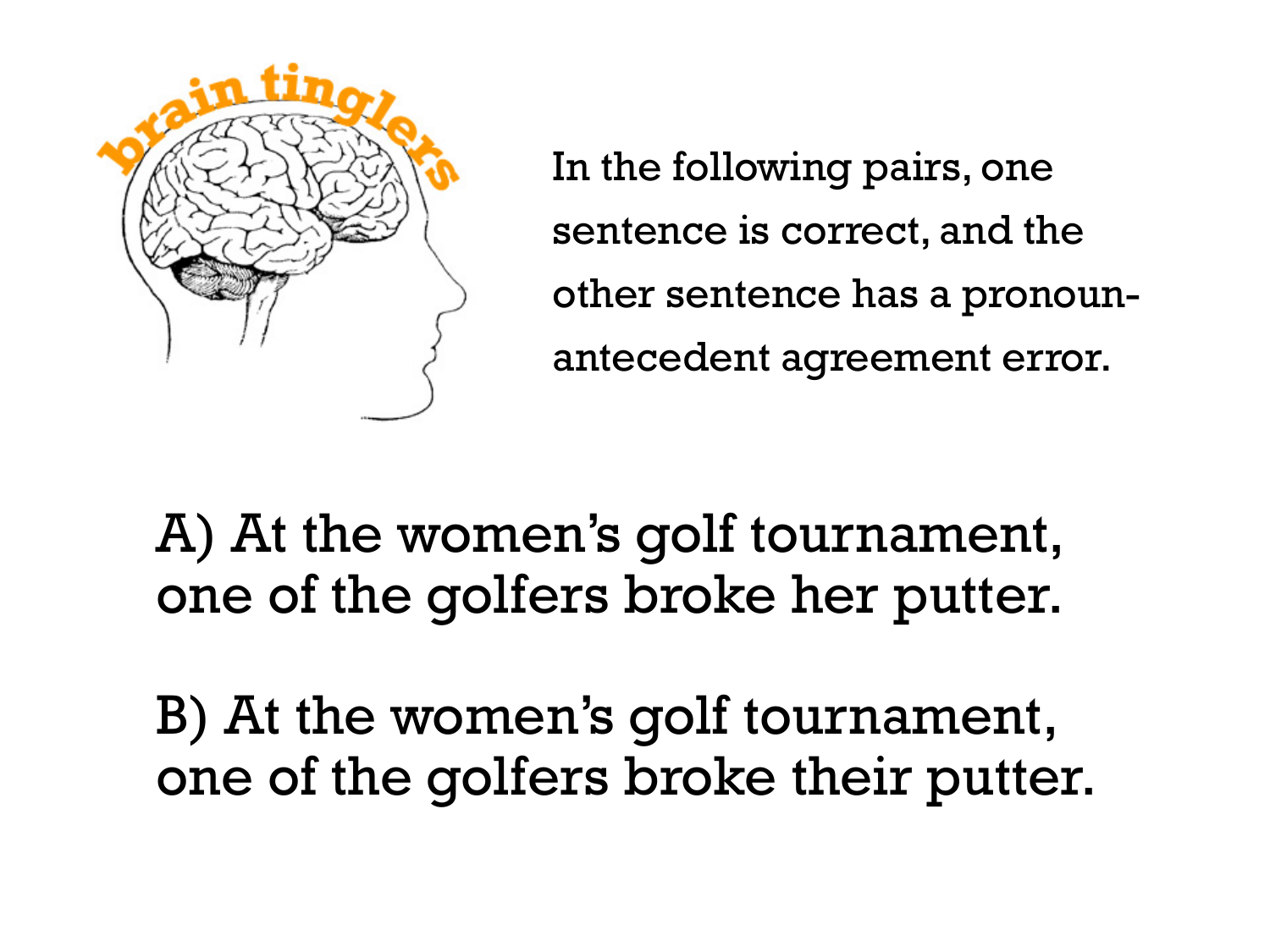brain tinglers

In the following pairs, one sentence is correct, and the other sentence has a pronoun-antecedent agreement error.

A) At the women's golf tournament, one of the golfers broke her putter.

B) At the women's golf tournament, one of the golfers broke their putter.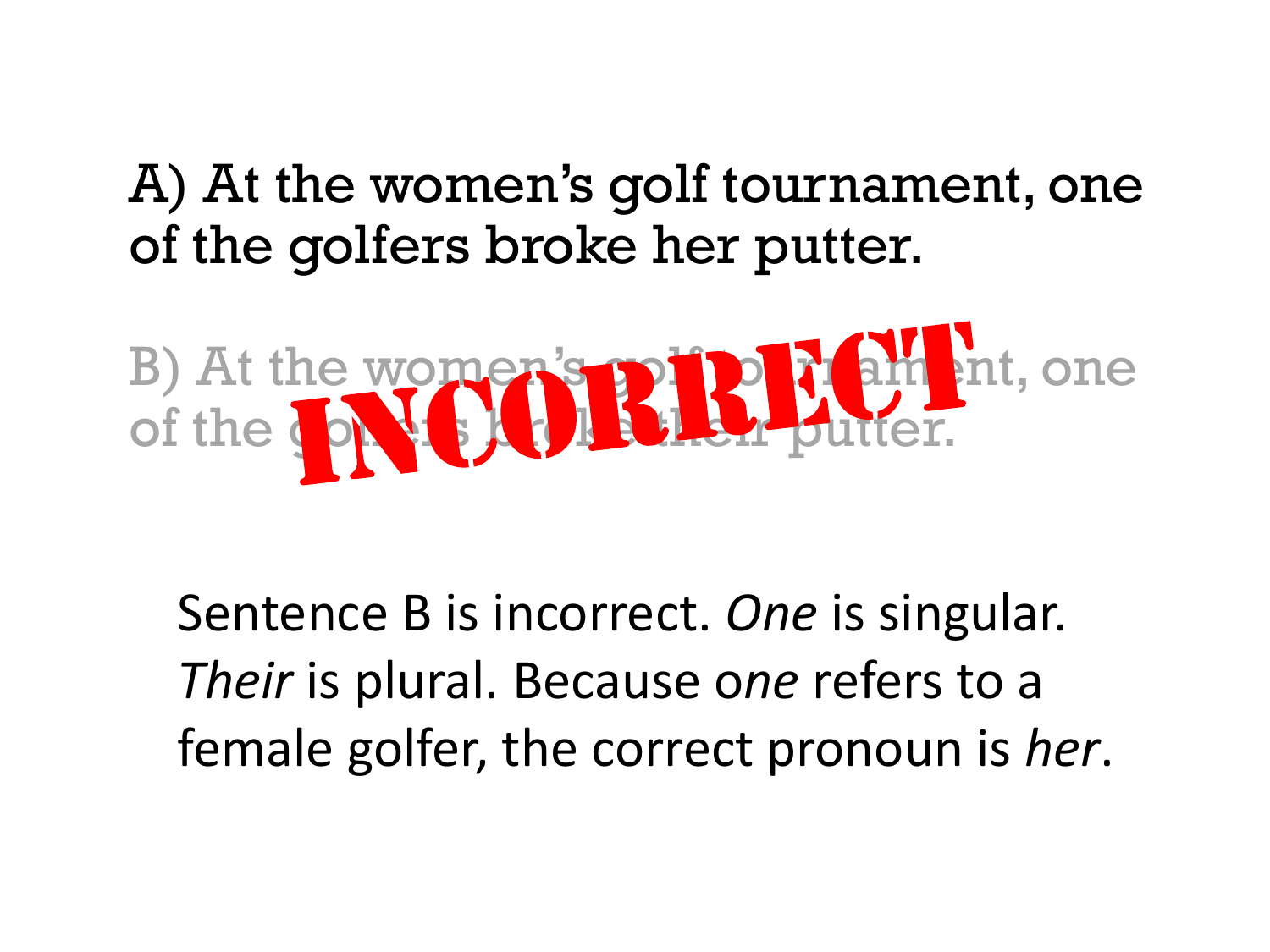A) At the women's golf tournament, one of the golfers broke her putter.

B) At the women's golf tournament, one of the golfers broke their putter.

INCORRECT

Sentence B is incorrect. *One* is singular. *Their* is plural. Because o*ne* refers to a female golfer, the correct pronoun is *her*.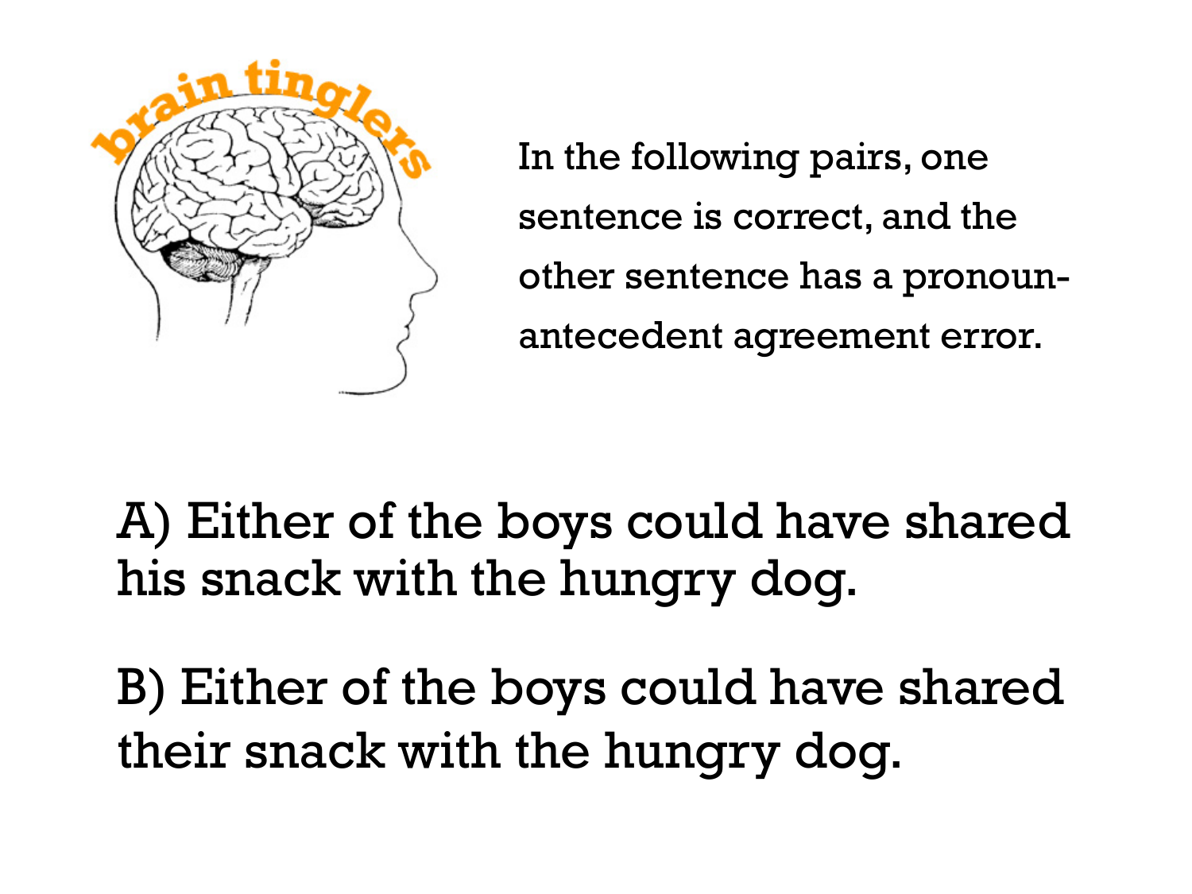brain tinglers

In the following pairs, one sentence is correct, and the other sentence has a pronoun-antecedent agreement error.

A) Either of the boys could have shared his snack with the hungry dog.

B) Either of the boys could have shared their snack with the hungry dog.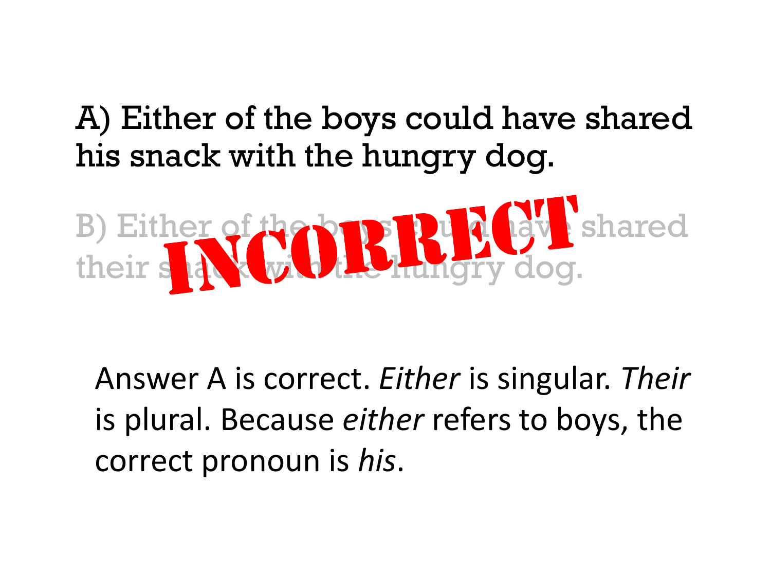A) Either of the boys could have shared his snack with the hungry dog.

B) Either of the boys could have shared their snack with the hungry dog.

INCORRECT

Answer A is correct. *Either* is singular. *Their* is plural. Because *either* refers to boys, the correct pronoun is *his*.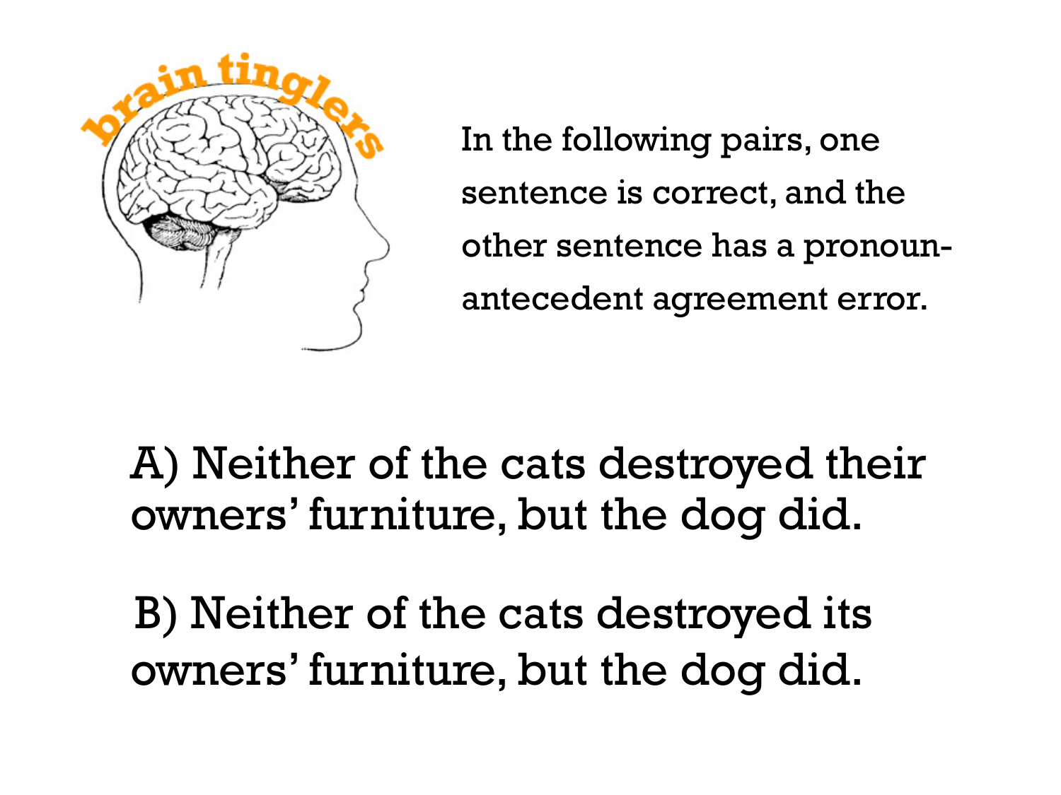brain tinglers

In the following pairs, one sentence is correct, and the other sentence has a pronoun-antecedent agreement error.

A) Neither of the cats destroyed their owners' furniture, but the dog did.

B) Neither of the cats destroyed its owners' furniture, but the dog did.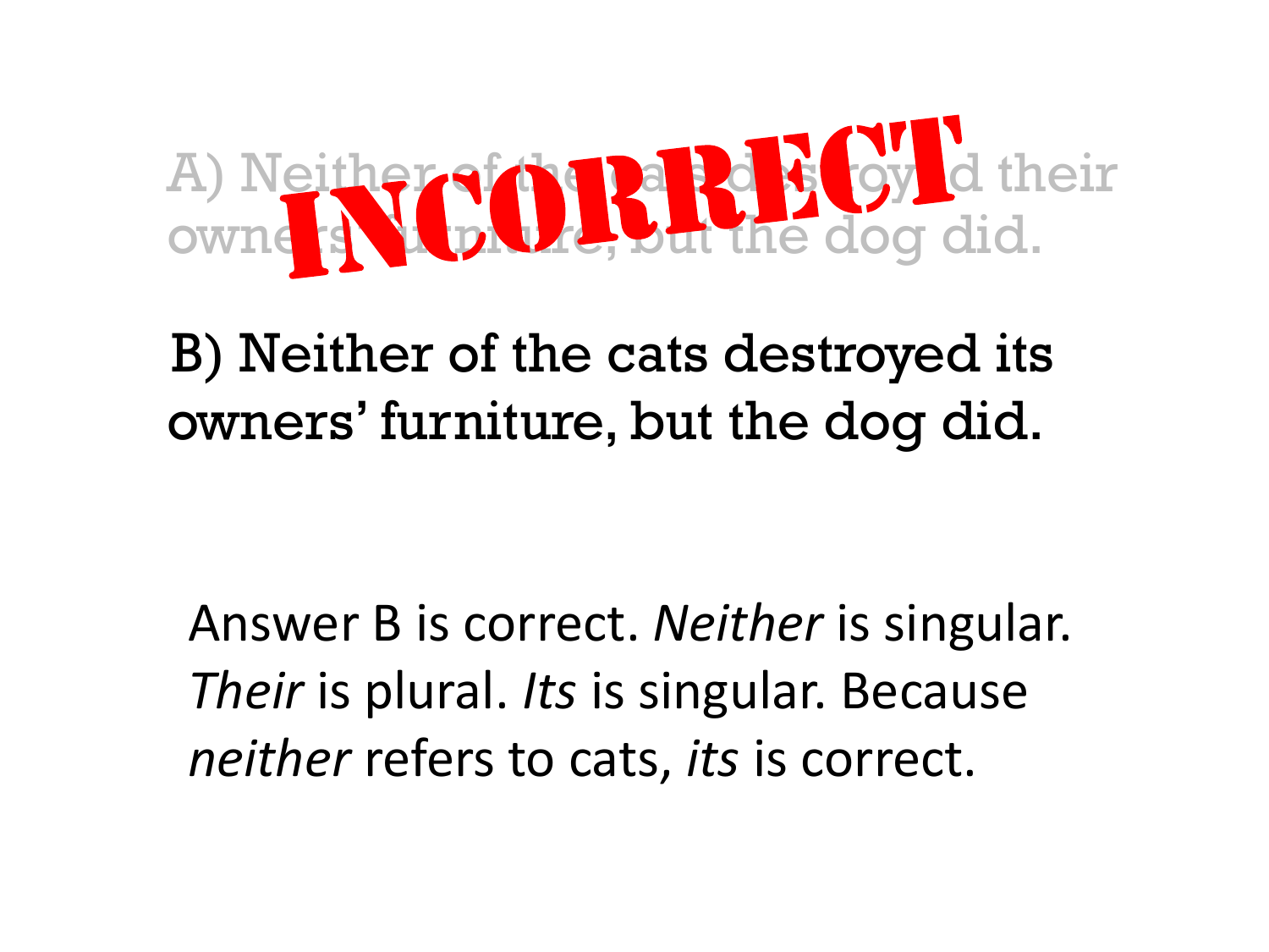A) Neither of the cats destroyed their owners' furniture, but the dog did.

INCORRECT

B) Neither of the cats destroyed its owners' furniture, but the dog did.

Answer B is correct. *Neither* is singular. *Their* is plural. *Its* is singular. Because *neither* refers to cats, *its* is correct.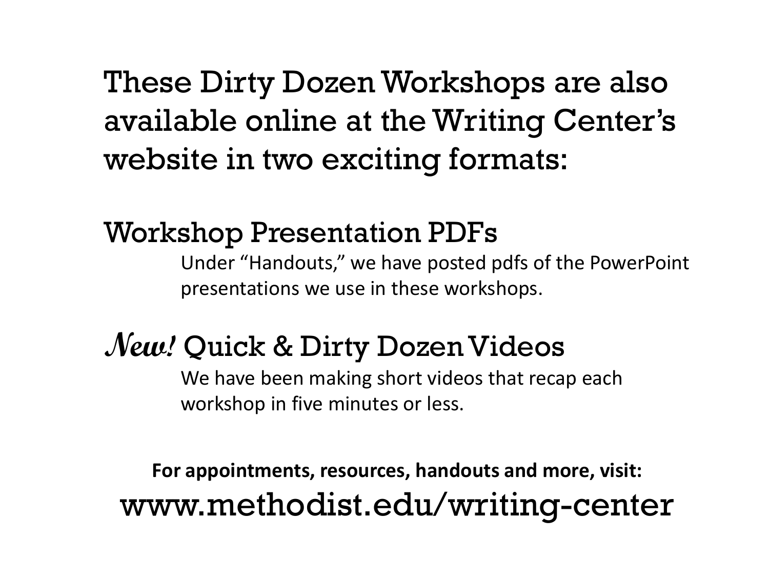# These Dirty Dozen Workshops are also available online at the Writing Center's website in two exciting formats:

## Workshop Presentation PDFs

Under "Handouts," we have posted pdfs of the PowerPoint presentations we use in these workshops.

## *New!* Quick & Dirty Dozen Videos

We have been making short videos that recap each workshop in five minutes or less.

**For appointments, resources, handouts and more, visit:**

www.methodist.edu/writing-center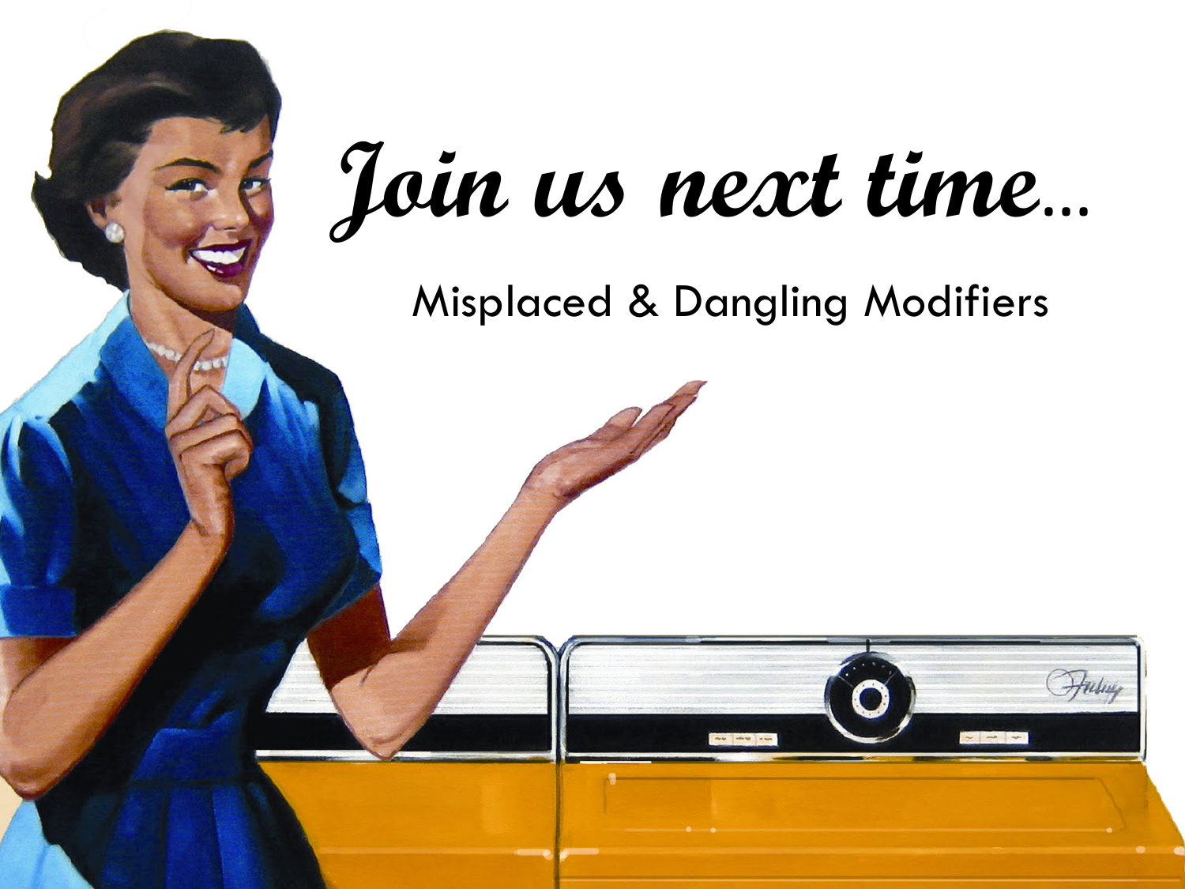# Join us next time…

Misplaced & Dangling Modifiers